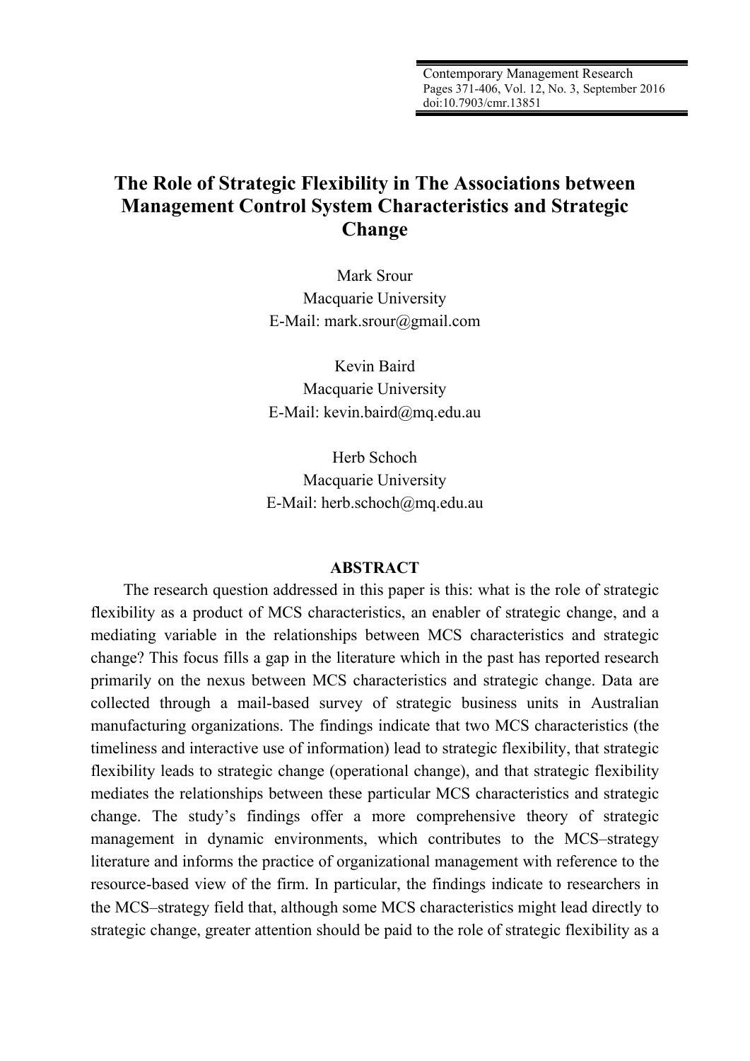# The Role of Strategic Flexibility in The Associations between Management Control System Characteristics and Strategic Change

Mark Srour
Macquarie University
E-Mail: mark.srour@gmail.com

Kevin Baird
Macquarie University
E-Mail: kevin.baird@mq.edu.au

Herb Schoch
Macquarie University
E-Mail: herb.schoch@mq.edu.au

## ABSTRACT

The research question addressed in this paper is this: what is the role of strategic flexibility as a product of MCS characteristics, an enabler of strategic change, and a mediating variable in the relationships between MCS characteristics and strategic change? This focus fills a gap in the literature which in the past has reported research primarily on the nexus between MCS characteristics and strategic change. Data are collected through a mail-based survey of strategic business units in Australian manufacturing organizations. The findings indicate that two MCS characteristics (the timeliness and interactive use of information) lead to strategic flexibility, that strategic flexibility leads to strategic change (operational change), and that strategic flexibility mediates the relationships between these particular MCS characteristics and strategic change. The study's findings offer a more comprehensive theory of strategic management in dynamic environments, which contributes to the MCS–strategy literature and informs the practice of organizational management with reference to the resource-based view of the firm. In particular, the findings indicate to researchers in the MCS–strategy field that, although some MCS characteristics might lead directly to strategic change, greater attention should be paid to the role of strategic flexibility as a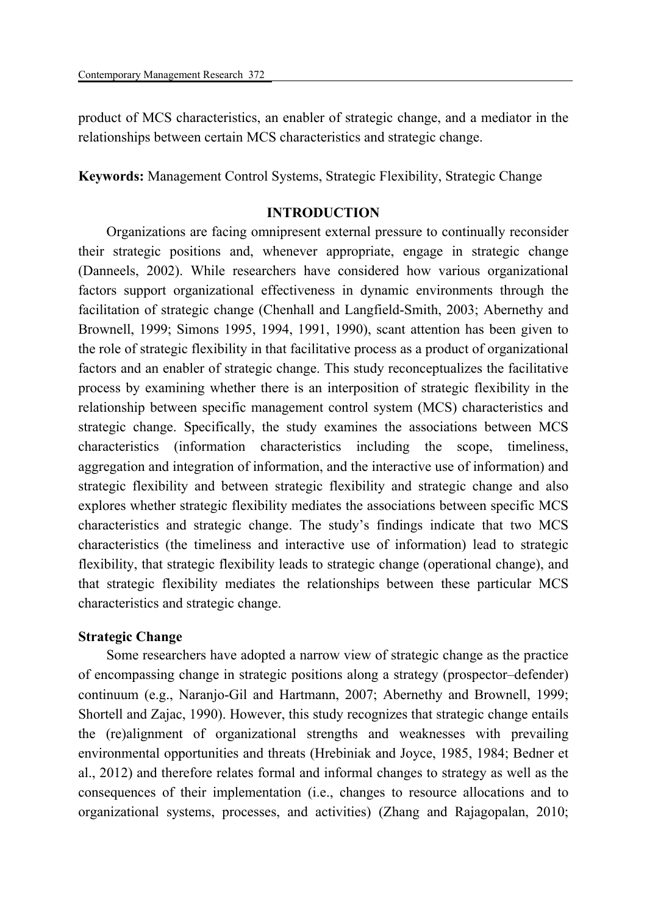product of MCS characteristics, an enabler of strategic change, and a mediator in the relationships between certain MCS characteristics and strategic change.

**Keywords:** Management Control Systems, Strategic Flexibility, Strategic Change

## INTRODUCTION

Organizations are facing omnipresent external pressure to continually reconsider their strategic positions and, whenever appropriate, engage in strategic change (Danneels, 2002). While researchers have considered how various organizational factors support organizational effectiveness in dynamic environments through the facilitation of strategic change (Chenhall and Langfield-Smith, 2003; Abernethy and Brownell, 1999; Simons 1995, 1994, 1991, 1990), scant attention has been given to the role of strategic flexibility in that facilitative process as a product of organizational factors and an enabler of strategic change. This study reconceptualizes the facilitative process by examining whether there is an interposition of strategic flexibility in the relationship between specific management control system (MCS) characteristics and strategic change. Specifically, the study examines the associations between MCS characteristics (information characteristics including the scope, timeliness, aggregation and integration of information, and the interactive use of information) and strategic flexibility and between strategic flexibility and strategic change and also explores whether strategic flexibility mediates the associations between specific MCS characteristics and strategic change. The study's findings indicate that two MCS characteristics (the timeliness and interactive use of information) lead to strategic flexibility, that strategic flexibility leads to strategic change (operational change), and that strategic flexibility mediates the relationships between these particular MCS characteristics and strategic change.

### Strategic Change

Some researchers have adopted a narrow view of strategic change as the practice of encompassing change in strategic positions along a strategy (prospector–defender) continuum (e.g., Naranjo-Gil and Hartmann, 2007; Abernethy and Brownell, 1999; Shortell and Zajac, 1990). However, this study recognizes that strategic change entails the (re)alignment of organizational strengths and weaknesses with prevailing environmental opportunities and threats (Hrebiniak and Joyce, 1985, 1984; Bedner et al., 2012) and therefore relates formal and informal changes to strategy as well as the consequences of their implementation (i.e., changes to resource allocations and to organizational systems, processes, and activities) (Zhang and Rajagopalan, 2010;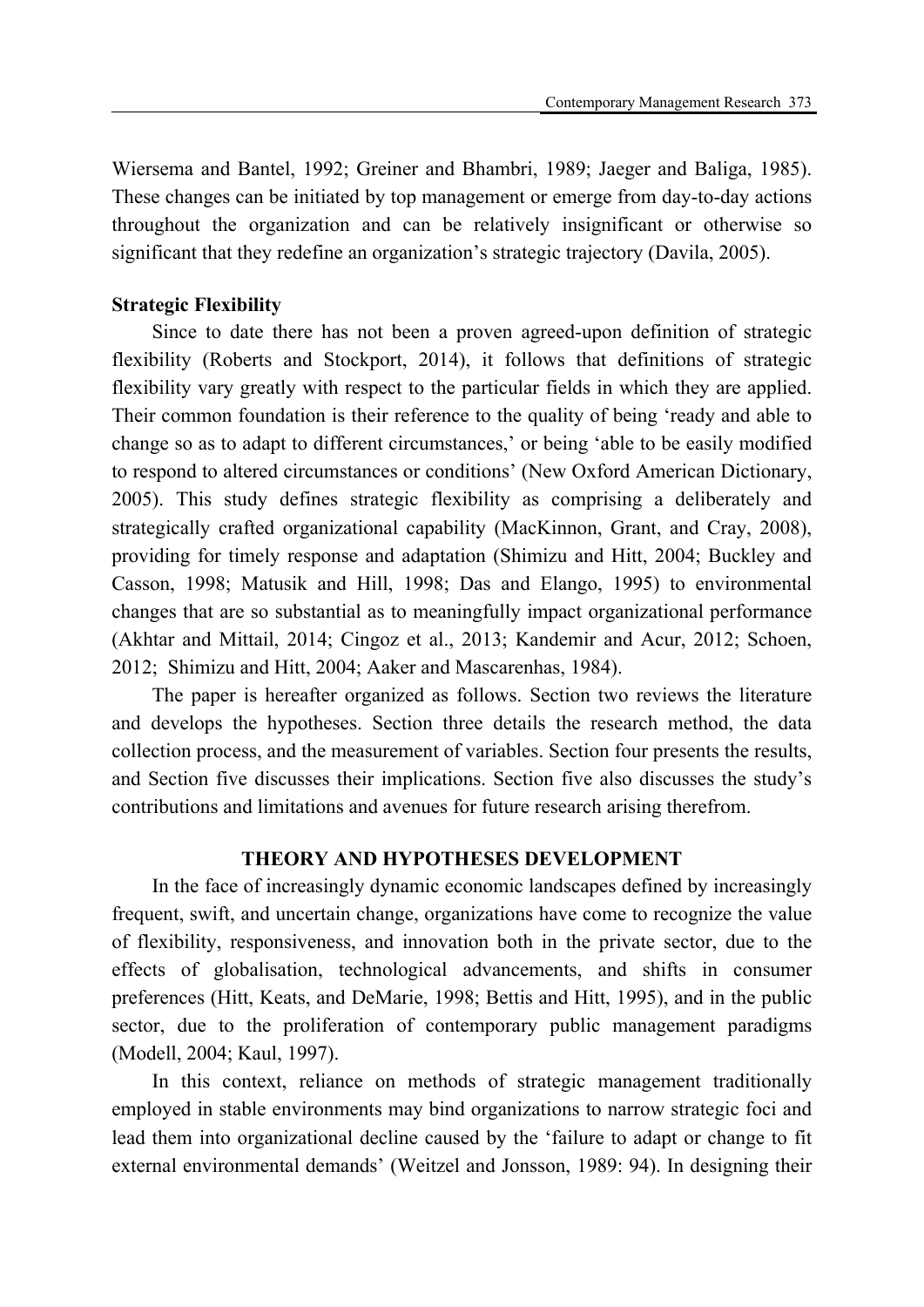Wiersema and Bantel, 1992; Greiner and Bhambri, 1989; Jaeger and Baliga, 1985). These changes can be initiated by top management or emerge from day-to-day actions throughout the organization and can be relatively insignificant or otherwise so significant that they redefine an organization's strategic trajectory (Davila, 2005).

**Strategic Flexibility**

Since to date there has not been a proven agreed-upon definition of strategic flexibility (Roberts and Stockport, 2014), it follows that definitions of strategic flexibility vary greatly with respect to the particular fields in which they are applied. Their common foundation is their reference to the quality of being 'ready and able to change so as to adapt to different circumstances,' or being 'able to be easily modified to respond to altered circumstances or conditions' (New Oxford American Dictionary, 2005). This study defines strategic flexibility as comprising a deliberately and strategically crafted organizational capability (MacKinnon, Grant, and Cray, 2008), providing for timely response and adaptation (Shimizu and Hitt, 2004; Buckley and Casson, 1998; Matusik and Hill, 1998; Das and Elango, 1995) to environmental changes that are so substantial as to meaningfully impact organizational performance (Akhtar and Mittail, 2014; Cingoz et al., 2013; Kandemir and Acur, 2012; Schoen, 2012; Shimizu and Hitt, 2004; Aaker and Mascarenhas, 1984).

The paper is hereafter organized as follows. Section two reviews the literature and develops the hypotheses. Section three details the research method, the data collection process, and the measurement of variables. Section four presents the results, and Section five discusses their implications. Section five also discusses the study's contributions and limitations and avenues for future research arising therefrom.

## THEORY AND HYPOTHESES DEVELOPMENT

In the face of increasingly dynamic economic landscapes defined by increasingly frequent, swift, and uncertain change, organizations have come to recognize the value of flexibility, responsiveness, and innovation both in the private sector, due to the effects of globalisation, technological advancements, and shifts in consumer preferences (Hitt, Keats, and DeMarie, 1998; Bettis and Hitt, 1995), and in the public sector, due to the proliferation of contemporary public management paradigms (Modell, 2004; Kaul, 1997).

In this context, reliance on methods of strategic management traditionally employed in stable environments may bind organizations to narrow strategic foci and lead them into organizational decline caused by the 'failure to adapt or change to fit external environmental demands' (Weitzel and Jonsson, 1989: 94). In designing their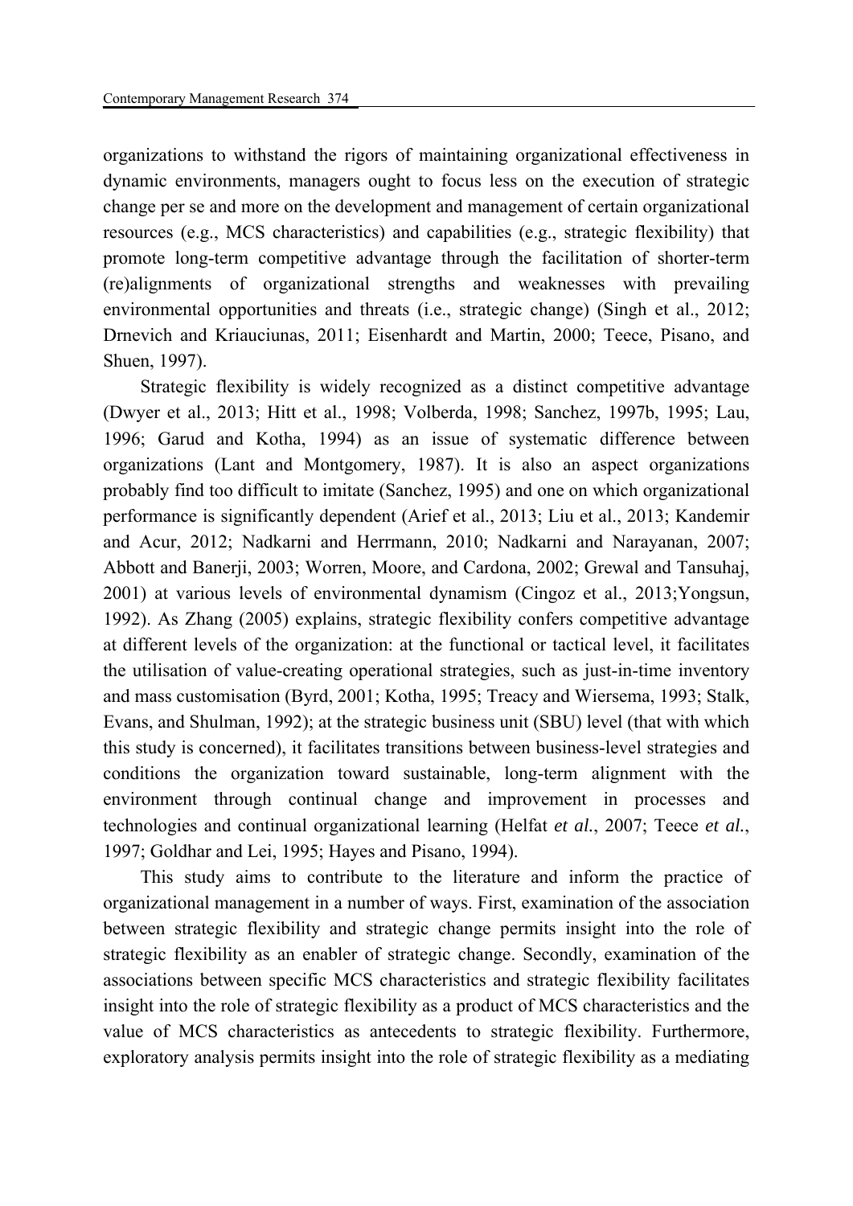organizations to withstand the rigors of maintaining organizational effectiveness in dynamic environments, managers ought to focus less on the execution of strategic change per se and more on the development and management of certain organizational resources (e.g., MCS characteristics) and capabilities (e.g., strategic flexibility) that promote long-term competitive advantage through the facilitation of shorter-term (re)alignments of organizational strengths and weaknesses with prevailing environmental opportunities and threats (i.e., strategic change) (Singh et al., 2012; Drnevich and Kriauciunas, 2011; Eisenhardt and Martin, 2000; Teece, Pisano, and Shuen, 1997).

Strategic flexibility is widely recognized as a distinct competitive advantage (Dwyer et al., 2013; Hitt et al., 1998; Volberda, 1998; Sanchez, 1997b, 1995; Lau, 1996; Garud and Kotha, 1994) as an issue of systematic difference between organizations (Lant and Montgomery, 1987). It is also an aspect organizations probably find too difficult to imitate (Sanchez, 1995) and one on which organizational performance is significantly dependent (Arief et al., 2013; Liu et al., 2013; Kandemir and Acur, 2012; Nadkarni and Herrmann, 2010; Nadkarni and Narayanan, 2007; Abbott and Banerji, 2003; Worren, Moore, and Cardona, 2002; Grewal and Tansuhaj, 2001) at various levels of environmental dynamism (Cingoz et al., 2013;Yongsun, 1992). As Zhang (2005) explains, strategic flexibility confers competitive advantage at different levels of the organization: at the functional or tactical level, it facilitates the utilisation of value-creating operational strategies, such as just-in-time inventory and mass customisation (Byrd, 2001; Kotha, 1995; Treacy and Wiersema, 1993; Stalk, Evans, and Shulman, 1992); at the strategic business unit (SBU) level (that with which this study is concerned), it facilitates transitions between business-level strategies and conditions the organization toward sustainable, long-term alignment with the environment through continual change and improvement in processes and technologies and continual organizational learning (Helfat *et al.*, 2007; Teece *et al.*, 1997; Goldhar and Lei, 1995; Hayes and Pisano, 1994).

This study aims to contribute to the literature and inform the practice of organizational management in a number of ways. First, examination of the association between strategic flexibility and strategic change permits insight into the role of strategic flexibility as an enabler of strategic change. Secondly, examination of the associations between specific MCS characteristics and strategic flexibility facilitates insight into the role of strategic flexibility as a product of MCS characteristics and the value of MCS characteristics as antecedents to strategic flexibility. Furthermore, exploratory analysis permits insight into the role of strategic flexibility as a mediating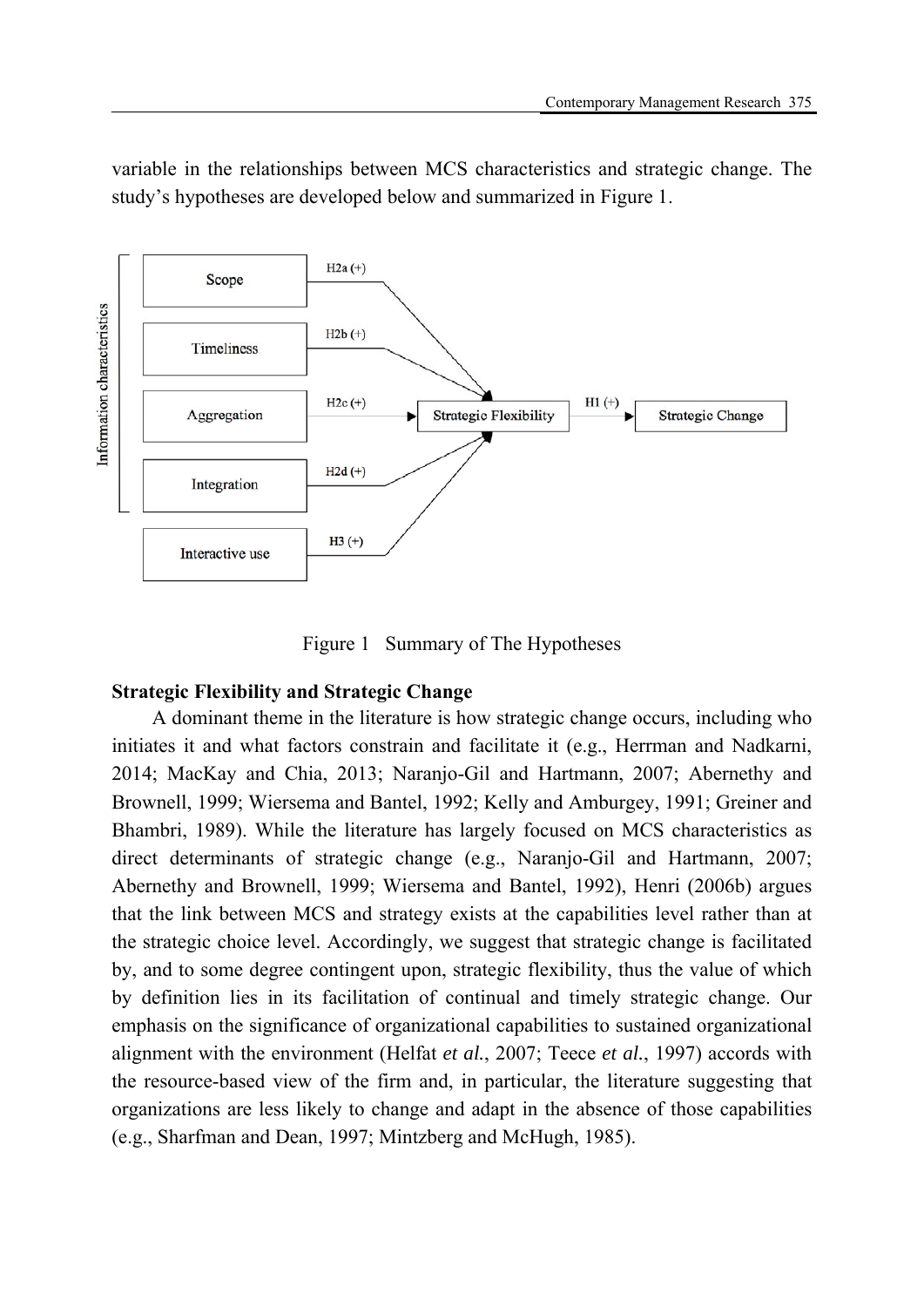variable in the relationships between MCS characteristics and strategic change. The study's hypotheses are developed below and summarized in Figure 1.

Figure 1 Summary of The Hypotheses

**Strategic Flexibility and Strategic Change**

A dominant theme in the literature is how strategic change occurs, including who initiates it and what factors constrain and facilitate it (e.g., Herrman and Nadkarni, 2014; MacKay and Chia, 2013; Naranjo-Gil and Hartmann, 2007; Abernethy and Brownell, 1999; Wiersema and Bantel, 1992; Kelly and Amburgey, 1991; Greiner and Bhambri, 1989). While the literature has largely focused on MCS characteristics as direct determinants of strategic change (e.g., Naranjo-Gil and Hartmann, 2007; Abernethy and Brownell, 1999; Wiersema and Bantel, 1992), Henri (2006b) argues that the link between MCS and strategy exists at the capabilities level rather than at the strategic choice level. Accordingly, we suggest that strategic change is facilitated by, and to some degree contingent upon, strategic flexibility, thus the value of which by definition lies in its facilitation of continual and timely strategic change. Our emphasis on the significance of organizational capabilities to sustained organizational alignment with the environment (Helfat *et al.*, 2007; Teece *et al.*, 1997) accords with the resource-based view of the firm and, in particular, the literature suggesting that organizations are less likely to change and adapt in the absence of those capabilities (e.g., Sharfman and Dean, 1997; Mintzberg and McHugh, 1985).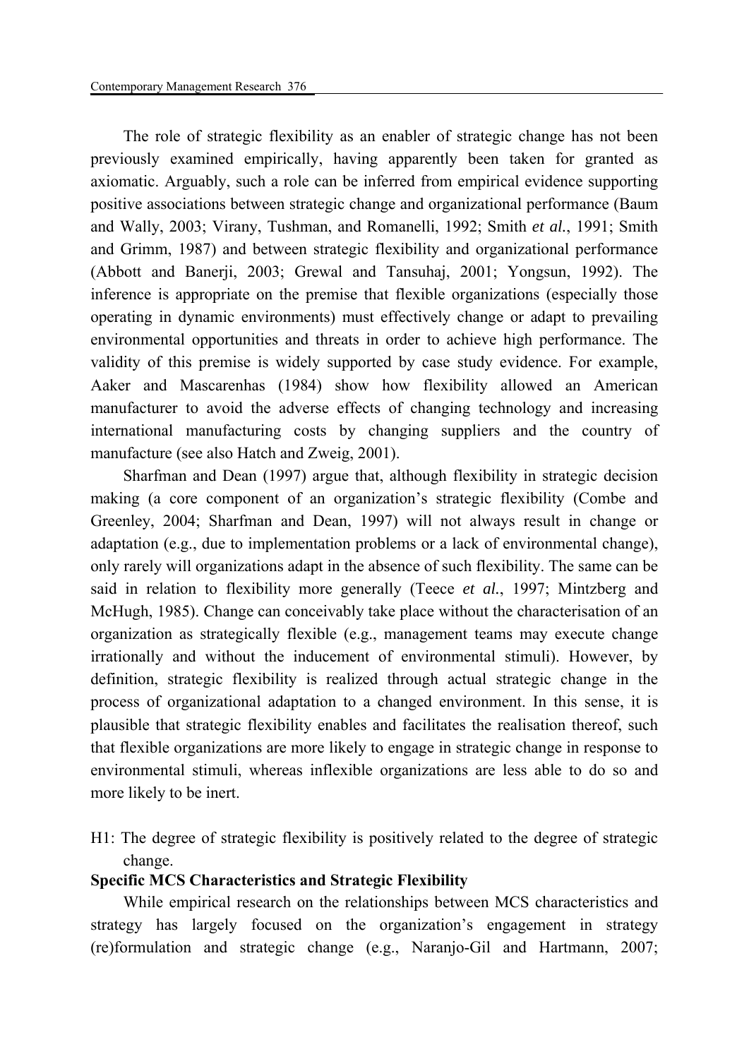The role of strategic flexibility as an enabler of strategic change has not been previously examined empirically, having apparently been taken for granted as axiomatic. Arguably, such a role can be inferred from empirical evidence supporting positive associations between strategic change and organizational performance (Baum and Wally, 2003; Virany, Tushman, and Romanelli, 1992; Smith *et al.*, 1991; Smith and Grimm, 1987) and between strategic flexibility and organizational performance (Abbott and Banerji, 2003; Grewal and Tansuhaj, 2001; Yongsun, 1992). The inference is appropriate on the premise that flexible organizations (especially those operating in dynamic environments) must effectively change or adapt to prevailing environmental opportunities and threats in order to achieve high performance. The validity of this premise is widely supported by case study evidence. For example, Aaker and Mascarenhas (1984) show how flexibility allowed an American manufacturer to avoid the adverse effects of changing technology and increasing international manufacturing costs by changing suppliers and the country of manufacture (see also Hatch and Zweig, 2001).

Sharfman and Dean (1997) argue that, although flexibility in strategic decision making (a core component of an organization's strategic flexibility (Combe and Greenley, 2004; Sharfman and Dean, 1997) will not always result in change or adaptation (e.g., due to implementation problems or a lack of environmental change), only rarely will organizations adapt in the absence of such flexibility. The same can be said in relation to flexibility more generally (Teece *et al.*, 1997; Mintzberg and McHugh, 1985). Change can conceivably take place without the characterisation of an organization as strategically flexible (e.g., management teams may execute change irrationally and without the inducement of environmental stimuli). However, by definition, strategic flexibility is realized through actual strategic change in the process of organizational adaptation to a changed environment. In this sense, it is plausible that strategic flexibility enables and facilitates the realisation thereof, such that flexible organizations are more likely to engage in strategic change in response to environmental stimuli, whereas inflexible organizations are less able to do so and more likely to be inert.

H1: The degree of strategic flexibility is positively related to the degree of strategic change.

**Specific MCS Characteristics and Strategic Flexibility**

While empirical research on the relationships between MCS characteristics and strategy has largely focused on the organization's engagement in strategy (re)formulation and strategic change (e.g., Naranjo-Gil and Hartmann, 2007;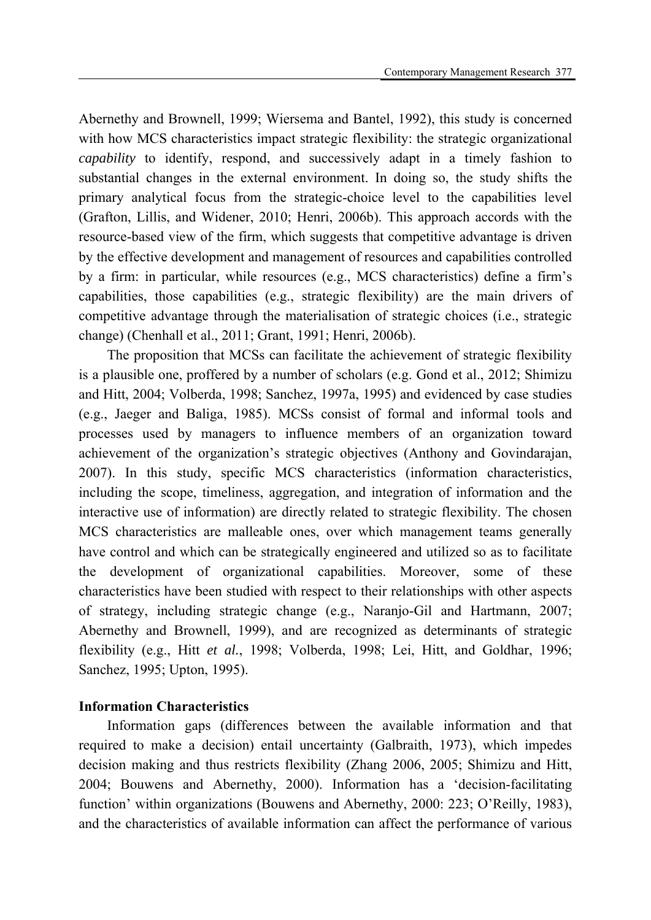Abernethy and Brownell, 1999; Wiersema and Bantel, 1992), this study is concerned with how MCS characteristics impact strategic flexibility: the strategic organizational *capability* to identify, respond, and successively adapt in a timely fashion to substantial changes in the external environment. In doing so, the study shifts the primary analytical focus from the strategic-choice level to the capabilities level (Grafton, Lillis, and Widener, 2010; Henri, 2006b). This approach accords with the resource-based view of the firm, which suggests that competitive advantage is driven by the effective development and management of resources and capabilities controlled by a firm: in particular, while resources (e.g., MCS characteristics) define a firm's capabilities, those capabilities (e.g., strategic flexibility) are the main drivers of competitive advantage through the materialisation of strategic choices (i.e., strategic change) (Chenhall et al., 2011; Grant, 1991; Henri, 2006b).

The proposition that MCSs can facilitate the achievement of strategic flexibility is a plausible one, proffered by a number of scholars (e.g. Gond et al., 2012; Shimizu and Hitt, 2004; Volberda, 1998; Sanchez, 1997a, 1995) and evidenced by case studies (e.g., Jaeger and Baliga, 1985). MCSs consist of formal and informal tools and processes used by managers to influence members of an organization toward achievement of the organization's strategic objectives (Anthony and Govindarajan, 2007). In this study, specific MCS characteristics (information characteristics, including the scope, timeliness, aggregation, and integration of information and the interactive use of information) are directly related to strategic flexibility. The chosen MCS characteristics are malleable ones, over which management teams generally have control and which can be strategically engineered and utilized so as to facilitate the development of organizational capabilities. Moreover, some of these characteristics have been studied with respect to their relationships with other aspects of strategy, including strategic change (e.g., Naranjo-Gil and Hartmann, 2007; Abernethy and Brownell, 1999), and are recognized as determinants of strategic flexibility (e.g., Hitt *et al.*, 1998; Volberda, 1998; Lei, Hitt, and Goldhar, 1996; Sanchez, 1995; Upton, 1995).

**Information Characteristics**

Information gaps (differences between the available information and that required to make a decision) entail uncertainty (Galbraith, 1973), which impedes decision making and thus restricts flexibility (Zhang 2006, 2005; Shimizu and Hitt, 2004; Bouwens and Abernethy, 2000). Information has a 'decision-facilitating function' within organizations (Bouwens and Abernethy, 2000: 223; O'Reilly, 1983), and the characteristics of available information can affect the performance of various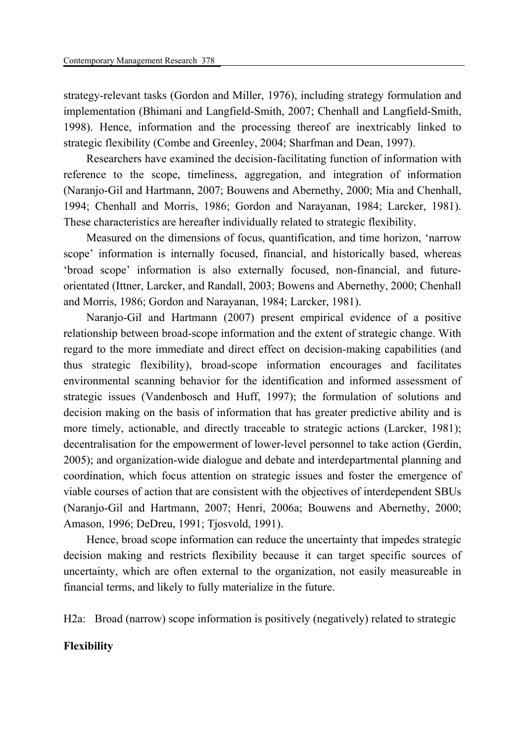strategy-relevant tasks (Gordon and Miller, 1976), including strategy formulation and implementation (Bhimani and Langfield-Smith, 2007; Chenhall and Langfield-Smith, 1998). Hence, information and the processing thereof are inextricably linked to strategic flexibility (Combe and Greenley, 2004; Sharfman and Dean, 1997).

Researchers have examined the decision-facilitating function of information with reference to the scope, timeliness, aggregation, and integration of information (Naranjo-Gil and Hartmann, 2007; Bouwens and Abernethy, 2000; Mia and Chenhall, 1994; Chenhall and Morris, 1986; Gordon and Narayanan, 1984; Larcker, 1981). These characteristics are hereafter individually related to strategic flexibility.

Measured on the dimensions of focus, quantification, and time horizon, 'narrow scope' information is internally focused, financial, and historically based, whereas 'broad scope' information is also externally focused, non-financial, and future-orientated (Ittner, Larcker, and Randall, 2003; Bowens and Abernethy, 2000; Chenhall and Morris, 1986; Gordon and Narayanan, 1984; Larcker, 1981).

Naranjo-Gil and Hartmann (2007) present empirical evidence of a positive relationship between broad-scope information and the extent of strategic change. With regard to the more immediate and direct effect on decision-making capabilities (and thus strategic flexibility), broad-scope information encourages and facilitates environmental scanning behavior for the identification and informed assessment of strategic issues (Vandenbosch and Huff, 1997); the formulation of solutions and decision making on the basis of information that has greater predictive ability and is more timely, actionable, and directly traceable to strategic actions (Larcker, 1981); decentralisation for the empowerment of lower-level personnel to take action (Gerdin, 2005); and organization-wide dialogue and debate and interdepartmental planning and coordination, which focus attention on strategic issues and foster the emergence of viable courses of action that are consistent with the objectives of interdependent SBUs (Naranjo-Gil and Hartmann, 2007; Henri, 2006a; Bouwens and Abernethy, 2000; Amason, 1996; DeDreu, 1991; Tjosvold, 1991).

Hence, broad scope information can reduce the uncertainty that impedes strategic decision making and restricts flexibility because it can target specific sources of uncertainty, which are often external to the organization, not easily measureable in financial terms, and likely to fully materialize in the future.

H2a: Broad (narrow) scope information is positively (negatively) related to strategic

**Flexibility**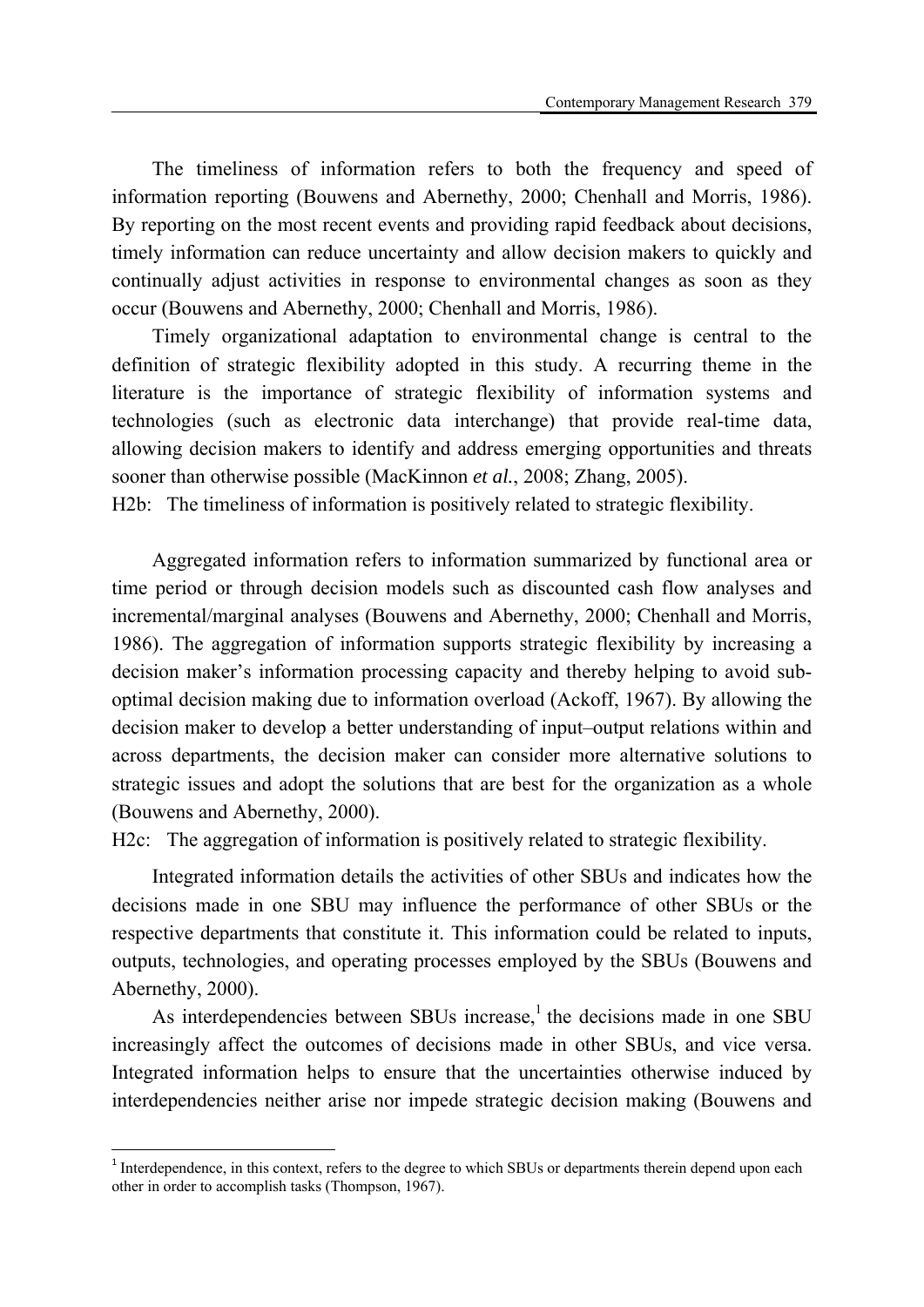The timeliness of information refers to both the frequency and speed of information reporting (Bouwens and Abernethy, 2000; Chenhall and Morris, 1986). By reporting on the most recent events and providing rapid feedback about decisions, timely information can reduce uncertainty and allow decision makers to quickly and continually adjust activities in response to environmental changes as soon as they occur (Bouwens and Abernethy, 2000; Chenhall and Morris, 1986).

Timely organizational adaptation to environmental change is central to the definition of strategic flexibility adopted in this study. A recurring theme in the literature is the importance of strategic flexibility of information systems and technologies (such as electronic data interchange) that provide real-time data, allowing decision makers to identify and address emerging opportunities and threats sooner than otherwise possible (MacKinnon *et al.*, 2008; Zhang, 2005).

H2b: The timeliness of information is positively related to strategic flexibility.

Aggregated information refers to information summarized by functional area or time period or through decision models such as discounted cash flow analyses and incremental/marginal analyses (Bouwens and Abernethy, 2000; Chenhall and Morris, 1986). The aggregation of information supports strategic flexibility by increasing a decision maker's information processing capacity and thereby helping to avoid sub-optimal decision making due to information overload (Ackoff, 1967). By allowing the decision maker to develop a better understanding of input–output relations within and across departments, the decision maker can consider more alternative solutions to strategic issues and adopt the solutions that are best for the organization as a whole (Bouwens and Abernethy, 2000).

H2c: The aggregation of information is positively related to strategic flexibility.

Integrated information details the activities of other SBUs and indicates how the decisions made in one SBU may influence the performance of other SBUs or the respective departments that constitute it. This information could be related to inputs, outputs, technologies, and operating processes employed by the SBUs (Bouwens and Abernethy, 2000).

As interdependencies between SBUs increase,[1] the decisions made in one SBU increasingly affect the outcomes of decisions made in other SBUs, and vice versa. Integrated information helps to ensure that the uncertainties otherwise induced by interdependencies neither arise nor impede strategic decision making (Bouwens and

[1] Interdependence, in this context, refers to the degree to which SBUs or departments therein depend upon each other in order to accomplish tasks (Thompson, 1967).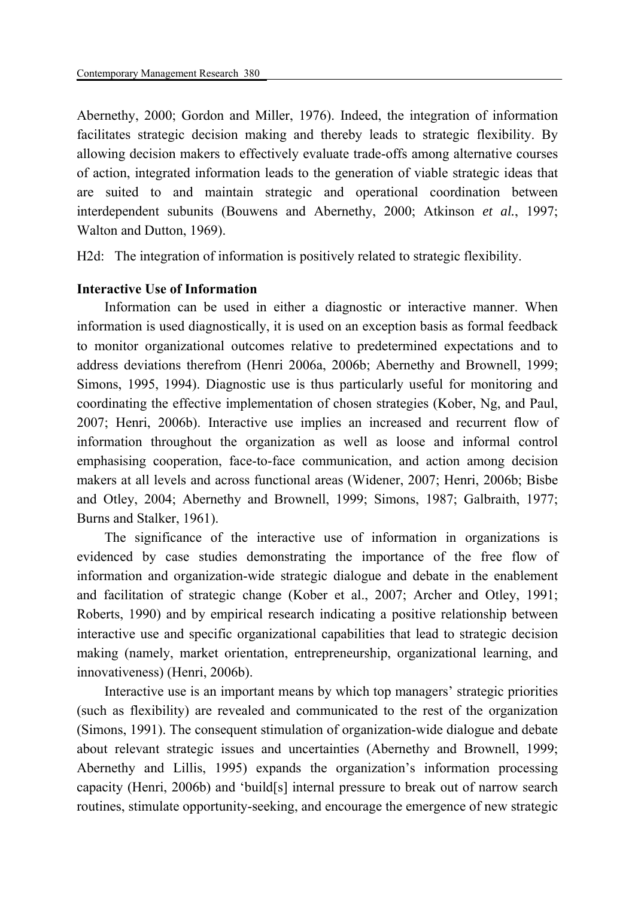Abernethy, 2000; Gordon and Miller, 1976). Indeed, the integration of information facilitates strategic decision making and thereby leads to strategic flexibility. By allowing decision makers to effectively evaluate trade-offs among alternative courses of action, integrated information leads to the generation of viable strategic ideas that are suited to and maintain strategic and operational coordination between interdependent subunits (Bouwens and Abernethy, 2000; Atkinson *et al.*, 1997; Walton and Dutton, 1969).

H2d: The integration of information is positively related to strategic flexibility.

**Interactive Use of Information**

Information can be used in either a diagnostic or interactive manner. When information is used diagnostically, it is used on an exception basis as formal feedback to monitor organizational outcomes relative to predetermined expectations and to address deviations therefrom (Henri 2006a, 2006b; Abernethy and Brownell, 1999; Simons, 1995, 1994). Diagnostic use is thus particularly useful for monitoring and coordinating the effective implementation of chosen strategies (Kober, Ng, and Paul, 2007; Henri, 2006b). Interactive use implies an increased and recurrent flow of information throughout the organization as well as loose and informal control emphasising cooperation, face-to-face communication, and action among decision makers at all levels and across functional areas (Widener, 2007; Henri, 2006b; Bisbe and Otley, 2004; Abernethy and Brownell, 1999; Simons, 1987; Galbraith, 1977; Burns and Stalker, 1961).

The significance of the interactive use of information in organizations is evidenced by case studies demonstrating the importance of the free flow of information and organization-wide strategic dialogue and debate in the enablement and facilitation of strategic change (Kober et al., 2007; Archer and Otley, 1991; Roberts, 1990) and by empirical research indicating a positive relationship between interactive use and specific organizational capabilities that lead to strategic decision making (namely, market orientation, entrepreneurship, organizational learning, and innovativeness) (Henri, 2006b).

Interactive use is an important means by which top managers' strategic priorities (such as flexibility) are revealed and communicated to the rest of the organization (Simons, 1991). The consequent stimulation of organization-wide dialogue and debate about relevant strategic issues and uncertainties (Abernethy and Brownell, 1999; Abernethy and Lillis, 1995) expands the organization's information processing capacity (Henri, 2006b) and 'build[s] internal pressure to break out of narrow search routines, stimulate opportunity-seeking, and encourage the emergence of new strategic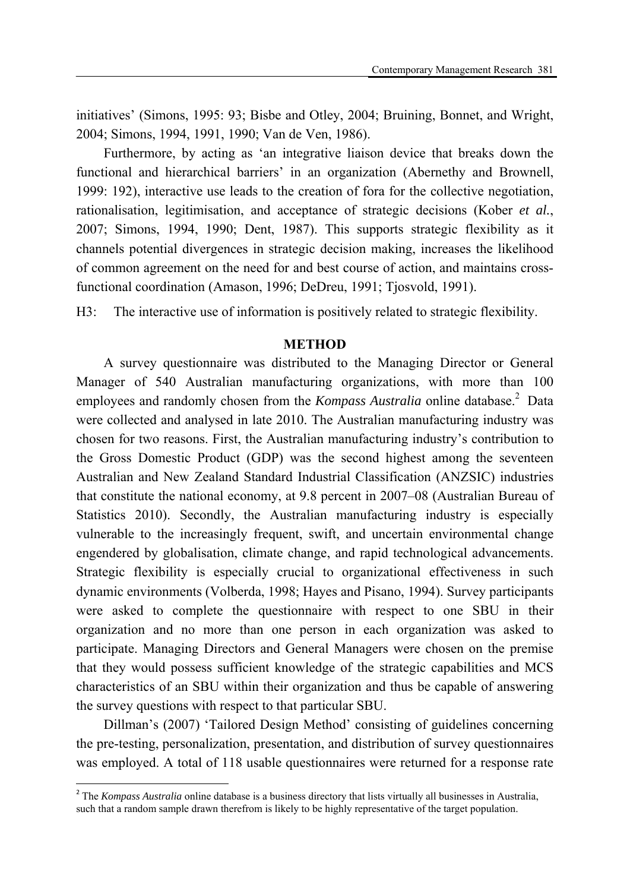initiatives' (Simons, 1995: 93; Bisbe and Otley, 2004; Bruining, Bonnet, and Wright, 2004; Simons, 1994, 1991, 1990; Van de Ven, 1986).

Furthermore, by acting as 'an integrative liaison device that breaks down the functional and hierarchical barriers' in an organization (Abernethy and Brownell, 1999: 192), interactive use leads to the creation of fora for the collective negotiation, rationalisation, legitimisation, and acceptance of strategic decisions (Kober *et al.*, 2007; Simons, 1994, 1990; Dent, 1987). This supports strategic flexibility as it channels potential divergences in strategic decision making, increases the likelihood of common agreement on the need for and best course of action, and maintains cross-functional coordination (Amason, 1996; DeDreu, 1991; Tjosvold, 1991).

H3: The interactive use of information is positively related to strategic flexibility.

## METHOD

A survey questionnaire was distributed to the Managing Director or General Manager of 540 Australian manufacturing organizations, with more than 100 employees and randomly chosen from the *Kompass Australia* online database.[2] Data were collected and analysed in late 2010. The Australian manufacturing industry was chosen for two reasons. First, the Australian manufacturing industry's contribution to the Gross Domestic Product (GDP) was the second highest among the seventeen Australian and New Zealand Standard Industrial Classification (ANZSIC) industries that constitute the national economy, at 9.8 percent in 2007–08 (Australian Bureau of Statistics 2010). Secondly, the Australian manufacturing industry is especially vulnerable to the increasingly frequent, swift, and uncertain environmental change engendered by globalisation, climate change, and rapid technological advancements. Strategic flexibility is especially crucial to organizational effectiveness in such dynamic environments (Volberda, 1998; Hayes and Pisano, 1994). Survey participants were asked to complete the questionnaire with respect to one SBU in their organization and no more than one person in each organization was asked to participate. Managing Directors and General Managers were chosen on the premise that they would possess sufficient knowledge of the strategic capabilities and MCS characteristics of an SBU within their organization and thus be capable of answering the survey questions with respect to that particular SBU.

Dillman's (2007) 'Tailored Design Method' consisting of guidelines concerning the pre-testing, personalization, presentation, and distribution of survey questionnaires was employed. A total of 118 usable questionnaires were returned for a response rate

---

[2] The *Kompass Australia* online database is a business directory that lists virtually all businesses in Australia, such that a random sample drawn therefrom is likely to be highly representative of the target population.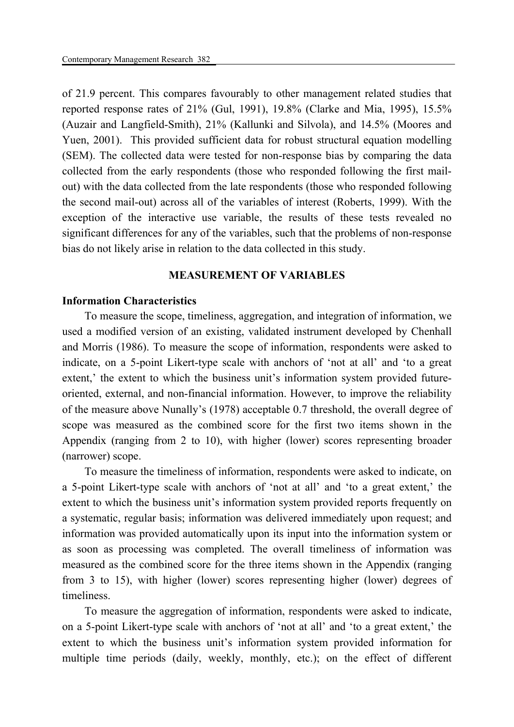of 21.9 percent. This compares favourably to other management related studies that reported response rates of 21% (Gul, 1991), 19.8% (Clarke and Mia, 1995), 15.5% (Auzair and Langfield-Smith), 21% (Kallunki and Silvola), and 14.5% (Moores and Yuen, 2001). This provided sufficient data for robust structural equation modelling (SEM). The collected data were tested for non-response bias by comparing the data collected from the early respondents (those who responded following the first mail-out) with the data collected from the late respondents (those who responded following the second mail-out) across all of the variables of interest (Roberts, 1999). With the exception of the interactive use variable, the results of these tests revealed no significant differences for any of the variables, such that the problems of non-response bias do not likely arise in relation to the data collected in this study.

## MEASUREMENT OF VARIABLES

### Information Characteristics

To measure the scope, timeliness, aggregation, and integration of information, we used a modified version of an existing, validated instrument developed by Chenhall and Morris (1986). To measure the scope of information, respondents were asked to indicate, on a 5-point Likert-type scale with anchors of 'not at all' and 'to a great extent,' the extent to which the business unit's information system provided future-oriented, external, and non-financial information. However, to improve the reliability of the measure above Nunally's (1978) acceptable 0.7 threshold, the overall degree of scope was measured as the combined score for the first two items shown in the Appendix (ranging from 2 to 10), with higher (lower) scores representing broader (narrower) scope.

To measure the timeliness of information, respondents were asked to indicate, on a 5-point Likert-type scale with anchors of 'not at all' and 'to a great extent,' the extent to which the business unit's information system provided reports frequently on a systematic, regular basis; information was delivered immediately upon request; and information was provided automatically upon its input into the information system or as soon as processing was completed. The overall timeliness of information was measured as the combined score for the three items shown in the Appendix (ranging from 3 to 15), with higher (lower) scores representing higher (lower) degrees of timeliness.

To measure the aggregation of information, respondents were asked to indicate, on a 5-point Likert-type scale with anchors of 'not at all' and 'to a great extent,' the extent to which the business unit's information system provided information for multiple time periods (daily, weekly, monthly, etc.); on the effect of different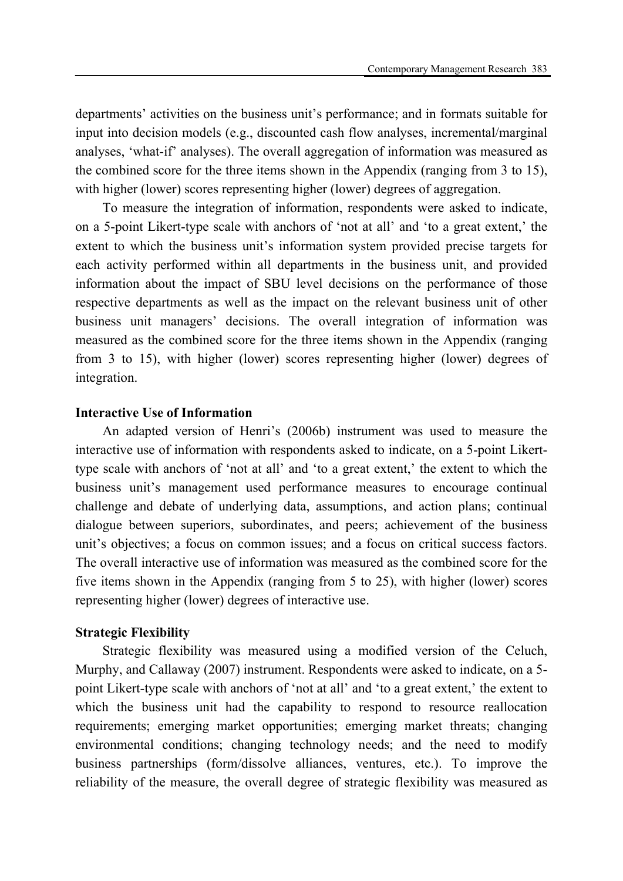departments' activities on the business unit's performance; and in formats suitable for input into decision models (e.g., discounted cash flow analyses, incremental/marginal analyses, 'what-if' analyses). The overall aggregation of information was measured as the combined score for the three items shown in the Appendix (ranging from 3 to 15), with higher (lower) scores representing higher (lower) degrees of aggregation.

To measure the integration of information, respondents were asked to indicate, on a 5-point Likert-type scale with anchors of 'not at all' and 'to a great extent,' the extent to which the business unit's information system provided precise targets for each activity performed within all departments in the business unit, and provided information about the impact of SBU level decisions on the performance of those respective departments as well as the impact on the relevant business unit of other business unit managers' decisions. The overall integration of information was measured as the combined score for the three items shown in the Appendix (ranging from 3 to 15), with higher (lower) scores representing higher (lower) degrees of integration.

**Interactive Use of Information**

An adapted version of Henri's (2006b) instrument was used to measure the interactive use of information with respondents asked to indicate, on a 5-point Likert-type scale with anchors of 'not at all' and 'to a great extent,' the extent to which the business unit's management used performance measures to encourage continual challenge and debate of underlying data, assumptions, and action plans; continual dialogue between superiors, subordinates, and peers; achievement of the business unit's objectives; a focus on common issues; and a focus on critical success factors. The overall interactive use of information was measured as the combined score for the five items shown in the Appendix (ranging from 5 to 25), with higher (lower) scores representing higher (lower) degrees of interactive use.

**Strategic Flexibility**

Strategic flexibility was measured using a modified version of the Celuch, Murphy, and Callaway (2007) instrument. Respondents were asked to indicate, on a 5-point Likert-type scale with anchors of 'not at all' and 'to a great extent,' the extent to which the business unit had the capability to respond to resource reallocation requirements; emerging market opportunities; emerging market threats; changing environmental conditions; changing technology needs; and the need to modify business partnerships (form/dissolve alliances, ventures, etc.). To improve the reliability of the measure, the overall degree of strategic flexibility was measured as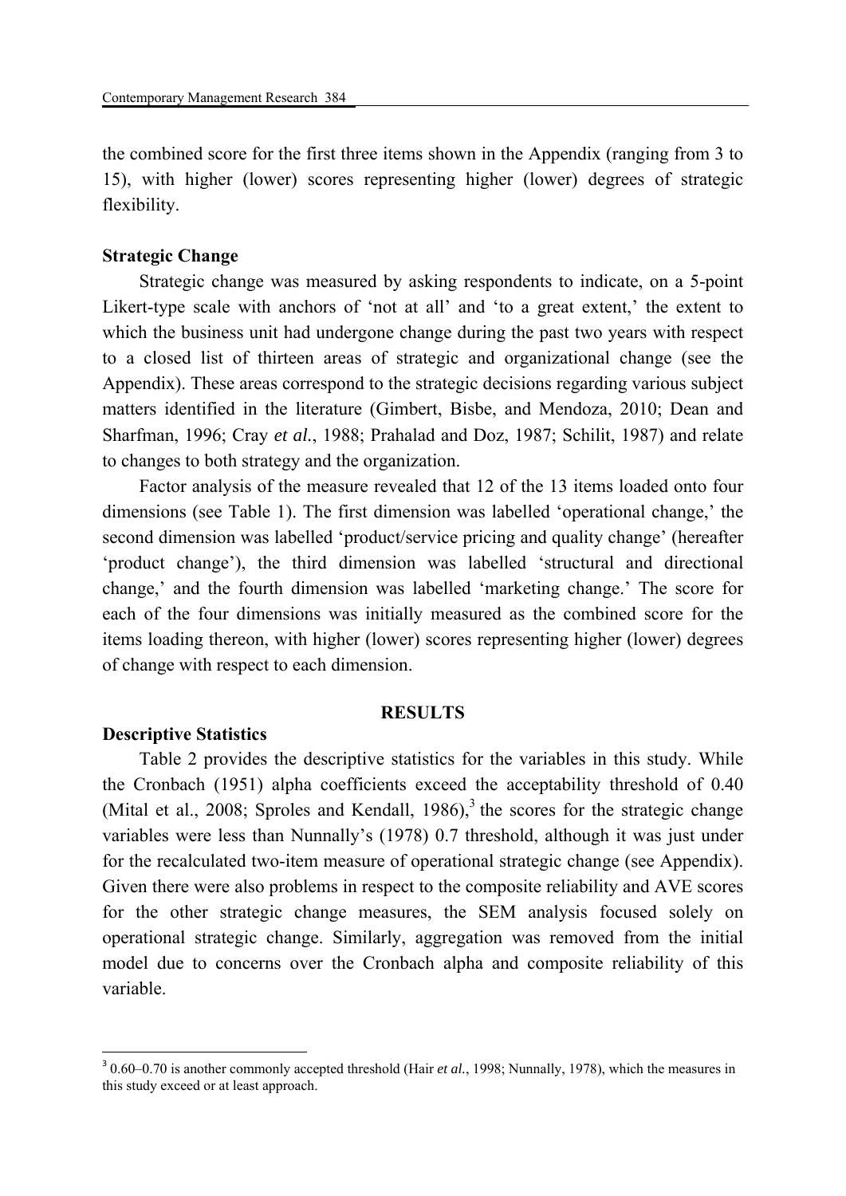the combined score for the first three items shown in the Appendix (ranging from 3 to 15), with higher (lower) scores representing higher (lower) degrees of strategic flexibility.

**Strategic Change**

Strategic change was measured by asking respondents to indicate, on a 5-point Likert-type scale with anchors of 'not at all' and 'to a great extent,' the extent to which the business unit had undergone change during the past two years with respect to a closed list of thirteen areas of strategic and organizational change (see the Appendix). These areas correspond to the strategic decisions regarding various subject matters identified in the literature (Gimbert, Bisbe, and Mendoza, 2010; Dean and Sharfman, 1996; Cray *et al.*, 1988; Prahalad and Doz, 1987; Schilit, 1987) and relate to changes to both strategy and the organization.

Factor analysis of the measure revealed that 12 of the 13 items loaded onto four dimensions (see Table 1). The first dimension was labelled 'operational change,' the second dimension was labelled 'product/service pricing and quality change' (hereafter 'product change'), the third dimension was labelled 'structural and directional change,' and the fourth dimension was labelled 'marketing change.' The score for each of the four dimensions was initially measured as the combined score for the items loading thereon, with higher (lower) scores representing higher (lower) degrees of change with respect to each dimension.

## RESULTS

**Descriptive Statistics**

Table 2 provides the descriptive statistics for the variables in this study. While the Cronbach (1951) alpha coefficients exceed the acceptability threshold of 0.40 (Mital et al., 2008; Sproles and Kendall, 1986),[3] the scores for the strategic change variables were less than Nunnally's (1978) 0.7 threshold, although it was just under for the recalculated two-item measure of operational strategic change (see Appendix). Given there were also problems in respect to the composite reliability and AVE scores for the other strategic change measures, the SEM analysis focused solely on operational strategic change. Similarly, aggregation was removed from the initial model due to concerns over the Cronbach alpha and composite reliability of this variable.

[3] 0.60–0.70 is another commonly accepted threshold (Hair *et al.*, 1998; Nunnally, 1978), which the measures in this study exceed or at least approach.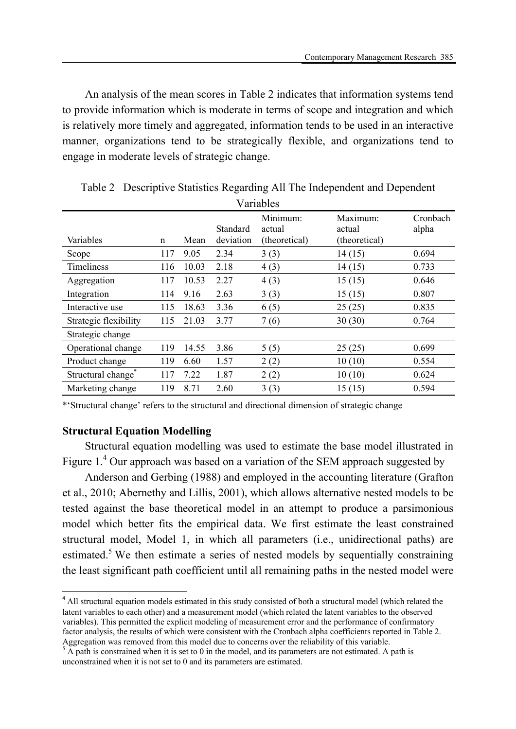An analysis of the mean scores in Table 2 indicates that information systems tend to provide information which is moderate in terms of scope and integration and which is relatively more timely and aggregated, information tends to be used in an interactive manner, organizations tend to be strategically flexible, and organizations tend to engage in moderate levels of strategic change.

Table 2 Descriptive Statistics Regarding All The Independent and Dependent Variables

| Variables | n | Mean | Standard deviation | Minimum: actual (theoretical) | Maximum: actual (theoretical) | Cronbach alpha |
|---|---|---|---|---|---|---|
| Scope | 117 | 9.05 | 2.34 | 3 (3) | 14 (15) | 0.694 |
| Timeliness | 116 | 10.03 | 2.18 | 4 (3) | 14 (15) | 0.733 |
| Aggregation | 117 | 10.53 | 2.27 | 4 (3) | 15 (15) | 0.646 |
| Integration | 114 | 9.16 | 2.63 | 3 (3) | 15 (15) | 0.807 |
| Interactive use | 115 | 18.63 | 3.36 | 6 (5) | 25 (25) | 0.835 |
| Strategic flexibility | 115 | 21.03 | 3.77 | 7 (6) | 30 (30) | 0.764 |
| Strategic change | | | | | | |
| Operational change | 119 | 14.55 | 3.86 | 5 (5) | 25 (25) | 0.699 |
| Product change | 119 | 6.60 | 1.57 | 2 (2) | 10 (10) | 0.554 |
| Structural change* | 117 | 7.22 | 1.87 | 2 (2) | 10 (10) | 0.624 |
| Marketing change | 119 | 8.71 | 2.60 | 3 (3) | 15 (15) | 0.594 |

*'Structural change' refers to the structural and directional dimension of strategic change

**Structural Equation Modelling**

Structural equation modelling was used to estimate the base model illustrated in Figure 1.[4] Our approach was based on a variation of the SEM approach suggested by

Anderson and Gerbing (1988) and employed in the accounting literature (Grafton et al., 2010; Abernethy and Lillis, 2001), which allows alternative nested models to be tested against the base theoretical model in an attempt to produce a parsimonious model which better fits the empirical data. We first estimate the least constrained structural model, Model 1, in which all parameters (i.e., unidirectional paths) are estimated.[5] We then estimate a series of nested models by sequentially constraining the least significant path coefficient until all remaining paths in the nested model were

[4] All structural equation models estimated in this study consisted of both a structural model (which related the latent variables to each other) and a measurement model (which related the latent variables to the observed variables). This permitted the explicit modeling of measurement error and the performance of confirmatory factor analysis, the results of which were consistent with the Cronbach alpha coefficients reported in Table 2. Aggregation was removed from this model due to concerns over the reliability of this variable.

[5] A path is constrained when it is set to 0 in the model, and its parameters are not estimated. A path is unconstrained when it is not set to 0 and its parameters are estimated.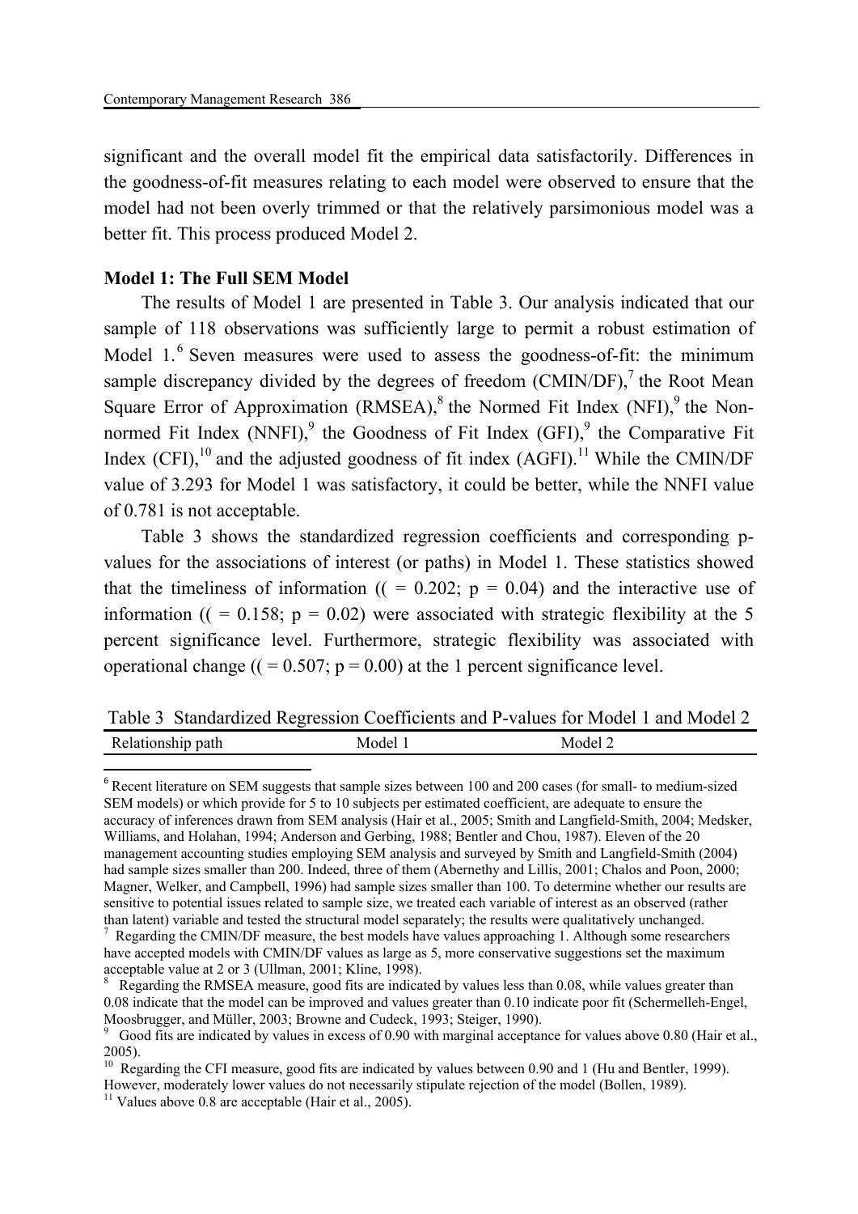significant and the overall model fit the empirical data satisfactorily. Differences in the goodness-of-fit measures relating to each model were observed to ensure that the model had not been overly trimmed or that the relatively parsimonious model was a better fit. This process produced Model 2.

**Model 1: The Full SEM Model**

The results of Model 1 are presented in Table 3. Our analysis indicated that our sample of 118 observations was sufficiently large to permit a robust estimation of Model 1.[6] Seven measures were used to assess the goodness-of-fit: the minimum sample discrepancy divided by the degrees of freedom (CMIN/DF),[7] the Root Mean Square Error of Approximation (RMSEA),[8] the Normed Fit Index (NFI),[9] the Non-normed Fit Index (NNFI),[9] the Goodness of Fit Index (GFI),[9] the Comparative Fit Index (CFI),[10] and the adjusted goodness of fit index (AGFI).[11] While the CMIN/DF value of 3.293 for Model 1 was satisfactory, it could be better, while the NNFI value of 0.781 is not acceptable.

Table 3 shows the standardized regression coefficients and corresponding p-values for the associations of interest (or paths) in Model 1. These statistics showed that the timeliness of information (( = 0.202; p = 0.04) and the interactive use of information (( = 0.158; p = 0.02) were associated with strategic flexibility at the 5 percent significance level. Furthermore, strategic flexibility was associated with operational change (( = 0.507; p = 0.00) at the 1 percent significance level.

Table 3 Standardized Regression Coefficients and P-values for Model 1 and Model 2

| Relationship path | Model 1 | Model 2 |
|---|---|---|

[6] Recent literature on SEM suggests that sample sizes between 100 and 200 cases (for small- to medium-sized SEM models) or which provide for 5 to 10 subjects per estimated coefficient, are adequate to ensure the accuracy of inferences drawn from SEM analysis (Hair et al., 2005; Smith and Langfield-Smith, 2004; Medsker, Williams, and Holahan, 1994; Anderson and Gerbing, 1988; Bentler and Chou, 1987). Eleven of the 20 management accounting studies employing SEM analysis and surveyed by Smith and Langfield-Smith (2004) had sample sizes smaller than 200. Indeed, three of them (Abernethy and Lillis, 2001; Chalos and Poon, 2000; Magner, Welker, and Campbell, 1996) had sample sizes smaller than 100. To determine whether our results are sensitive to potential issues related to sample size, we treated each variable of interest as an observed (rather than latent) variable and tested the structural model separately; the results were qualitatively unchanged.

[7] Regarding the CMIN/DF measure, the best models have values approaching 1. Although some researchers have accepted models with CMIN/DF values as large as 5, more conservative suggestions set the maximum acceptable value at 2 or 3 (Ullman, 2001; Kline, 1998).

[8] Regarding the RMSEA measure, good fits are indicated by values less than 0.08, while values greater than 0.08 indicate that the model can be improved and values greater than 0.10 indicate poor fit (Schermelleh-Engel, Moosbrugger, and Müller, 2003; Browne and Cudeck, 1993; Steiger, 1990).

[9] Good fits are indicated by values in excess of 0.90 with marginal acceptance for values above 0.80 (Hair et al., 2005).

[10] Regarding the CFI measure, good fits are indicated by values between 0.90 and 1 (Hu and Bentler, 1999). However, moderately lower values do not necessarily stipulate rejection of the model (Bollen, 1989).

[11] Values above 0.8 are acceptable (Hair et al., 2005).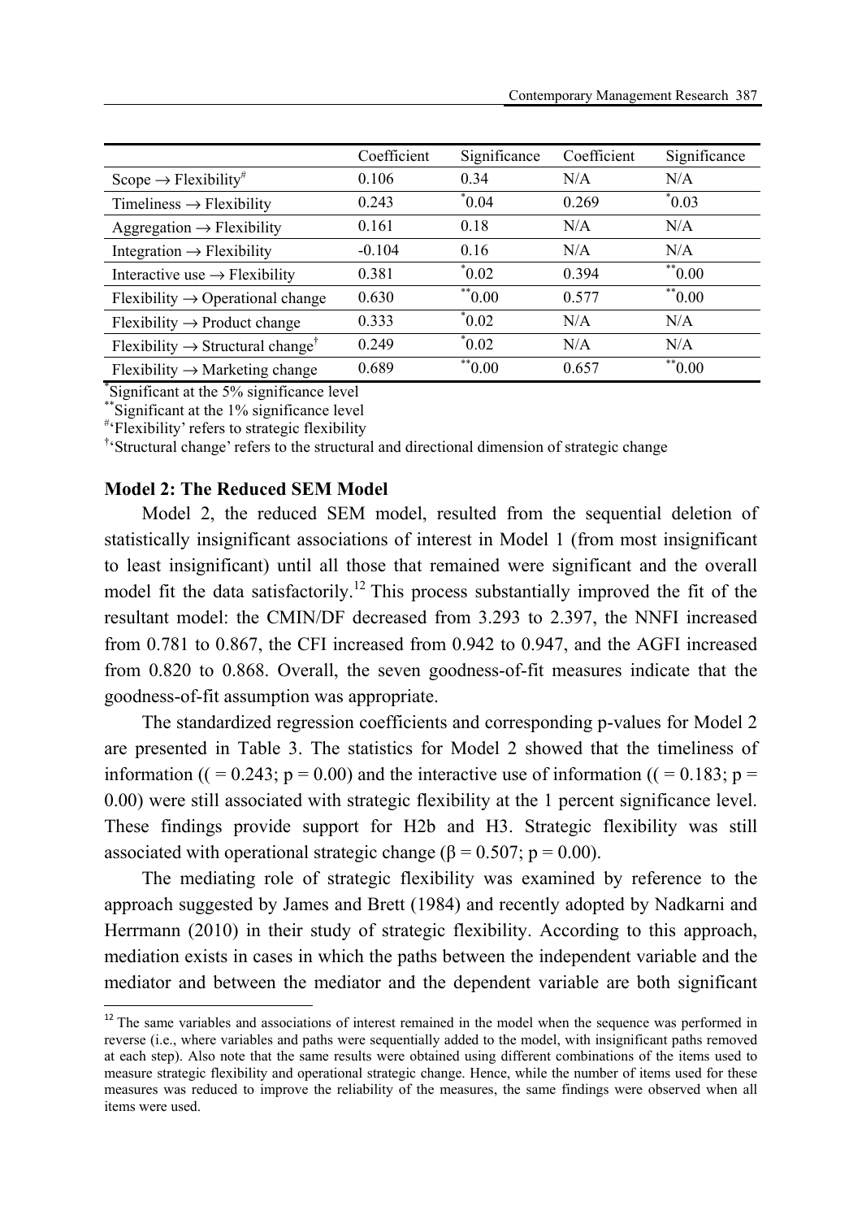| | Coefficient | Significance | Coefficient | Significance |
|---|---|---|---|---|
| Scope → Flexibility# | 0.106 | 0.34 | N/A | N/A |
| Timeliness → Flexibility | 0.243 | *0.04 | 0.269 | *0.03 |
| Aggregation → Flexibility | 0.161 | 0.18 | N/A | N/A |
| Integration → Flexibility | -0.104 | 0.16 | N/A | N/A |
| Interactive use → Flexibility | 0.381 | *0.02 | 0.394 | **0.00 |
| Flexibility → Operational change | 0.630 | **0.00 | 0.577 | **0.00 |
| Flexibility → Product change | 0.333 | *0.02 | N/A | N/A |
| Flexibility → Structural change† | 0.249 | *0.02 | N/A | N/A |
| Flexibility → Marketing change | 0.689 | **0.00 | 0.657 | **0.00 |

*Significant at the 5% significance level

**Significant at the 1% significance level

#'Flexibility' refers to strategic flexibility

†'Structural change' refers to the structural and directional dimension of strategic change

### Model 2: The Reduced SEM Model

Model 2, the reduced SEM model, resulted from the sequential deletion of statistically insignificant associations of interest in Model 1 (from most insignificant to least insignificant) until all those that remained were significant and the overall model fit the data satisfactorily.[12] This process substantially improved the fit of the resultant model: the CMIN/DF decreased from 3.293 to 2.397, the NNFI increased from 0.781 to 0.867, the CFI increased from 0.942 to 0.947, and the AGFI increased from 0.820 to 0.868. Overall, the seven goodness-of-fit measures indicate that the goodness-of-fit assumption was appropriate.

The standardized regression coefficients and corresponding p-values for Model 2 are presented in Table 3. The statistics for Model 2 showed that the timeliness of information (( = 0.243; p = 0.00) and the interactive use of information (( = 0.183; p = 0.00) were still associated with strategic flexibility at the 1 percent significance level. These findings provide support for H2b and H3. Strategic flexibility was still associated with operational strategic change ($\beta = 0.507$; $p = 0.00$).

The mediating role of strategic flexibility was examined by reference to the approach suggested by James and Brett (1984) and recently adopted by Nadkarni and Herrmann (2010) in their study of strategic flexibility. According to this approach, mediation exists in cases in which the paths between the independent variable and the mediator and between the mediator and the dependent variable are both significant

[12] The same variables and associations of interest remained in the model when the sequence was performed in reverse (i.e., where variables and paths were sequentially added to the model, with insignificant paths removed at each step). Also note that the same results were obtained using different combinations of the items used to measure strategic flexibility and operational strategic change. Hence, while the number of items used for these measures was reduced to improve the reliability of the measures, the same findings were observed when all items were used.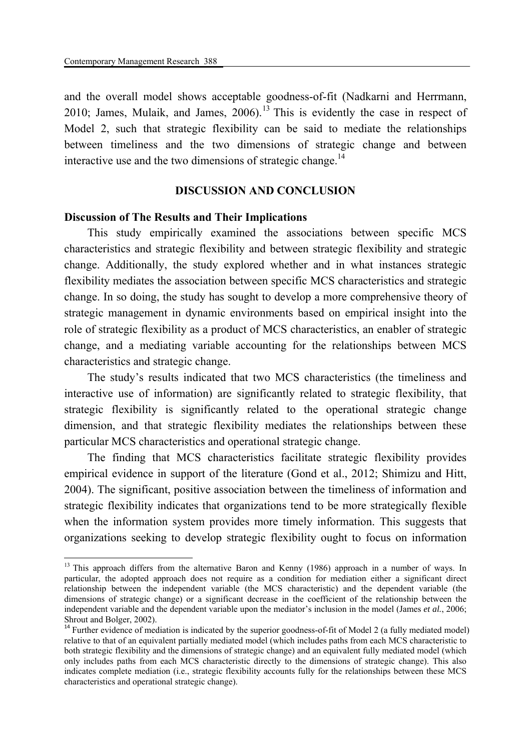and the overall model shows acceptable goodness-of-fit (Nadkarni and Herrmann, 2010; James, Mulaik, and James, 2006).[13] This is evidently the case in respect of Model 2, such that strategic flexibility can be said to mediate the relationships between timeliness and the two dimensions of strategic change and between interactive use and the two dimensions of strategic change.[14]

## DISCUSSION AND CONCLUSION

### Discussion of The Results and Their Implications

This study empirically examined the associations between specific MCS characteristics and strategic flexibility and between strategic flexibility and strategic change. Additionally, the study explored whether and in what instances strategic flexibility mediates the association between specific MCS characteristics and strategic change. In so doing, the study has sought to develop a more comprehensive theory of strategic management in dynamic environments based on empirical insight into the role of strategic flexibility as a product of MCS characteristics, an enabler of strategic change, and a mediating variable accounting for the relationships between MCS characteristics and strategic change.

The study's results indicated that two MCS characteristics (the timeliness and interactive use of information) are significantly related to strategic flexibility, that strategic flexibility is significantly related to the operational strategic change dimension, and that strategic flexibility mediates the relationships between these particular MCS characteristics and operational strategic change.

The finding that MCS characteristics facilitate strategic flexibility provides empirical evidence in support of the literature (Gond et al., 2012; Shimizu and Hitt, 2004). The significant, positive association between the timeliness of information and strategic flexibility indicates that organizations tend to be more strategically flexible when the information system provides more timely information. This suggests that organizations seeking to develop strategic flexibility ought to focus on information

---

[13] This approach differs from the alternative Baron and Kenny (1986) approach in a number of ways. In particular, the adopted approach does not require as a condition for mediation either a significant direct relationship between the independent variable (the MCS characteristic) and the dependent variable (the dimensions of strategic change) or a significant decrease in the coefficient of the relationship between the independent variable and the dependent variable upon the mediator's inclusion in the model (James *et al.*, 2006; Shrout and Bolger, 2002).

[14] Further evidence of mediation is indicated by the superior goodness-of-fit of Model 2 (a fully mediated model) relative to that of an equivalent partially mediated model (which includes paths from each MCS characteristic to both strategic flexibility and the dimensions of strategic change) and an equivalent fully mediated model (which only includes paths from each MCS characteristic directly to the dimensions of strategic change). This also indicates complete mediation (i.e., strategic flexibility accounts fully for the relationships between these MCS characteristics and operational strategic change).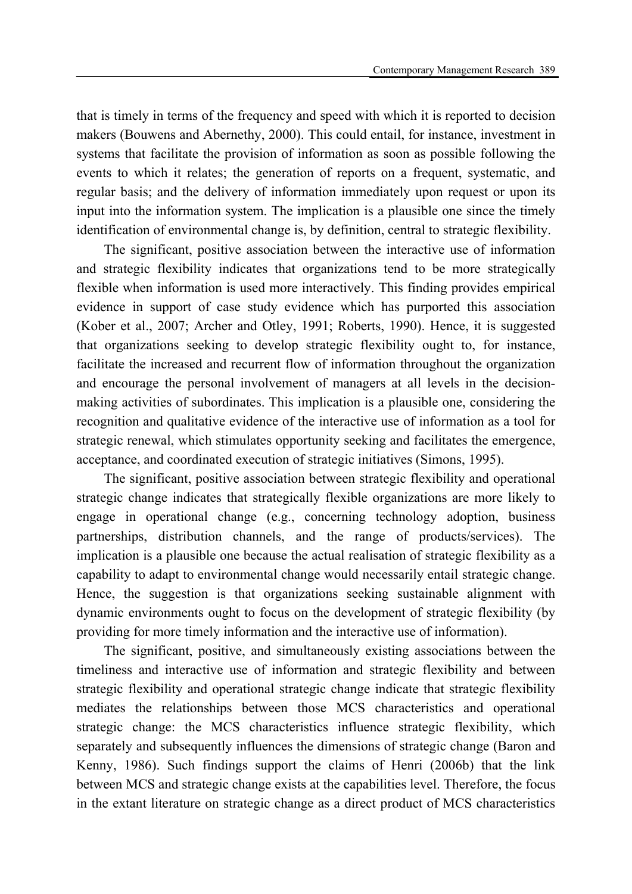that is timely in terms of the frequency and speed with which it is reported to decision makers (Bouwens and Abernethy, 2000). This could entail, for instance, investment in systems that facilitate the provision of information as soon as possible following the events to which it relates; the generation of reports on a frequent, systematic, and regular basis; and the delivery of information immediately upon request or upon its input into the information system. The implication is a plausible one since the timely identification of environmental change is, by definition, central to strategic flexibility.

The significant, positive association between the interactive use of information and strategic flexibility indicates that organizations tend to be more strategically flexible when information is used more interactively. This finding provides empirical evidence in support of case study evidence which has purported this association (Kober et al., 2007; Archer and Otley, 1991; Roberts, 1990). Hence, it is suggested that organizations seeking to develop strategic flexibility ought to, for instance, facilitate the increased and recurrent flow of information throughout the organization and encourage the personal involvement of managers at all levels in the decision-making activities of subordinates. This implication is a plausible one, considering the recognition and qualitative evidence of the interactive use of information as a tool for strategic renewal, which stimulates opportunity seeking and facilitates the emergence, acceptance, and coordinated execution of strategic initiatives (Simons, 1995).

The significant, positive association between strategic flexibility and operational strategic change indicates that strategically flexible organizations are more likely to engage in operational change (e.g., concerning technology adoption, business partnerships, distribution channels, and the range of products/services). The implication is a plausible one because the actual realisation of strategic flexibility as a capability to adapt to environmental change would necessarily entail strategic change. Hence, the suggestion is that organizations seeking sustainable alignment with dynamic environments ought to focus on the development of strategic flexibility (by providing for more timely information and the interactive use of information).

The significant, positive, and simultaneously existing associations between the timeliness and interactive use of information and strategic flexibility and between strategic flexibility and operational strategic change indicate that strategic flexibility mediates the relationships between those MCS characteristics and operational strategic change: the MCS characteristics influence strategic flexibility, which separately and subsequently influences the dimensions of strategic change (Baron and Kenny, 1986). Such findings support the claims of Henri (2006b) that the link between MCS and strategic change exists at the capabilities level. Therefore, the focus in the extant literature on strategic change as a direct product of MCS characteristics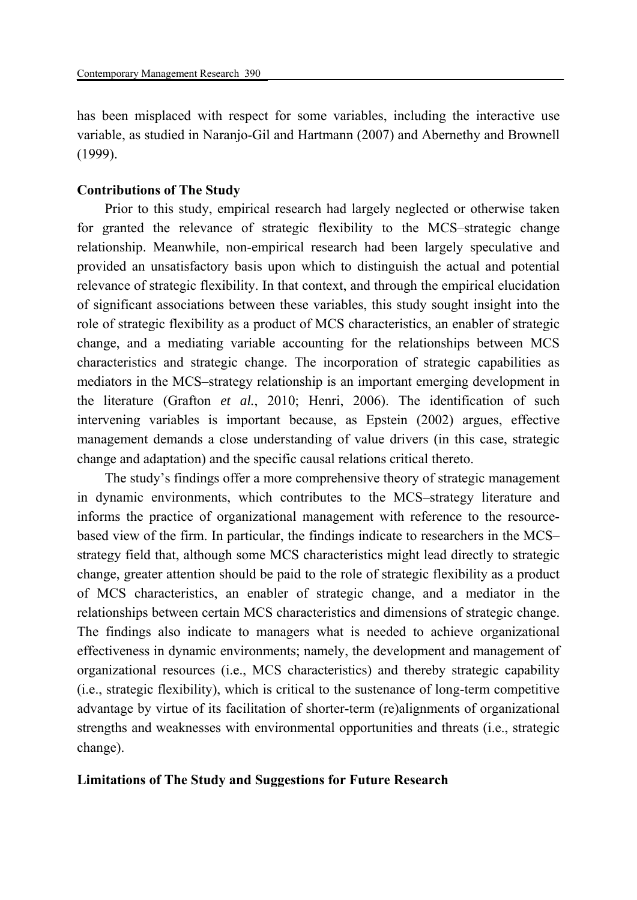has been misplaced with respect for some variables, including the interactive use variable, as studied in Naranjo-Gil and Hartmann (2007) and Abernethy and Brownell (1999).

**Contributions of The Study**

Prior to this study, empirical research had largely neglected or otherwise taken for granted the relevance of strategic flexibility to the MCS–strategic change relationship. Meanwhile, non-empirical research had been largely speculative and provided an unsatisfactory basis upon which to distinguish the actual and potential relevance of strategic flexibility. In that context, and through the empirical elucidation of significant associations between these variables, this study sought insight into the role of strategic flexibility as a product of MCS characteristics, an enabler of strategic change, and a mediating variable accounting for the relationships between MCS characteristics and strategic change. The incorporation of strategic capabilities as mediators in the MCS–strategy relationship is an important emerging development in the literature (Grafton *et al.*, 2010; Henri, 2006). The identification of such intervening variables is important because, as Epstein (2002) argues, effective management demands a close understanding of value drivers (in this case, strategic change and adaptation) and the specific causal relations critical thereto.

The study's findings offer a more comprehensive theory of strategic management in dynamic environments, which contributes to the MCS–strategy literature and informs the practice of organizational management with reference to the resource-based view of the firm. In particular, the findings indicate to researchers in the MCS–strategy field that, although some MCS characteristics might lead directly to strategic change, greater attention should be paid to the role of strategic flexibility as a product of MCS characteristics, an enabler of strategic change, and a mediator in the relationships between certain MCS characteristics and dimensions of strategic change. The findings also indicate to managers what is needed to achieve organizational effectiveness in dynamic environments; namely, the development and management of organizational resources (i.e., MCS characteristics) and thereby strategic capability (i.e., strategic flexibility), which is critical to the sustenance of long-term competitive advantage by virtue of its facilitation of shorter-term (re)alignments of organizational strengths and weaknesses with environmental opportunities and threats (i.e., strategic change).

**Limitations of The Study and Suggestions for Future Research**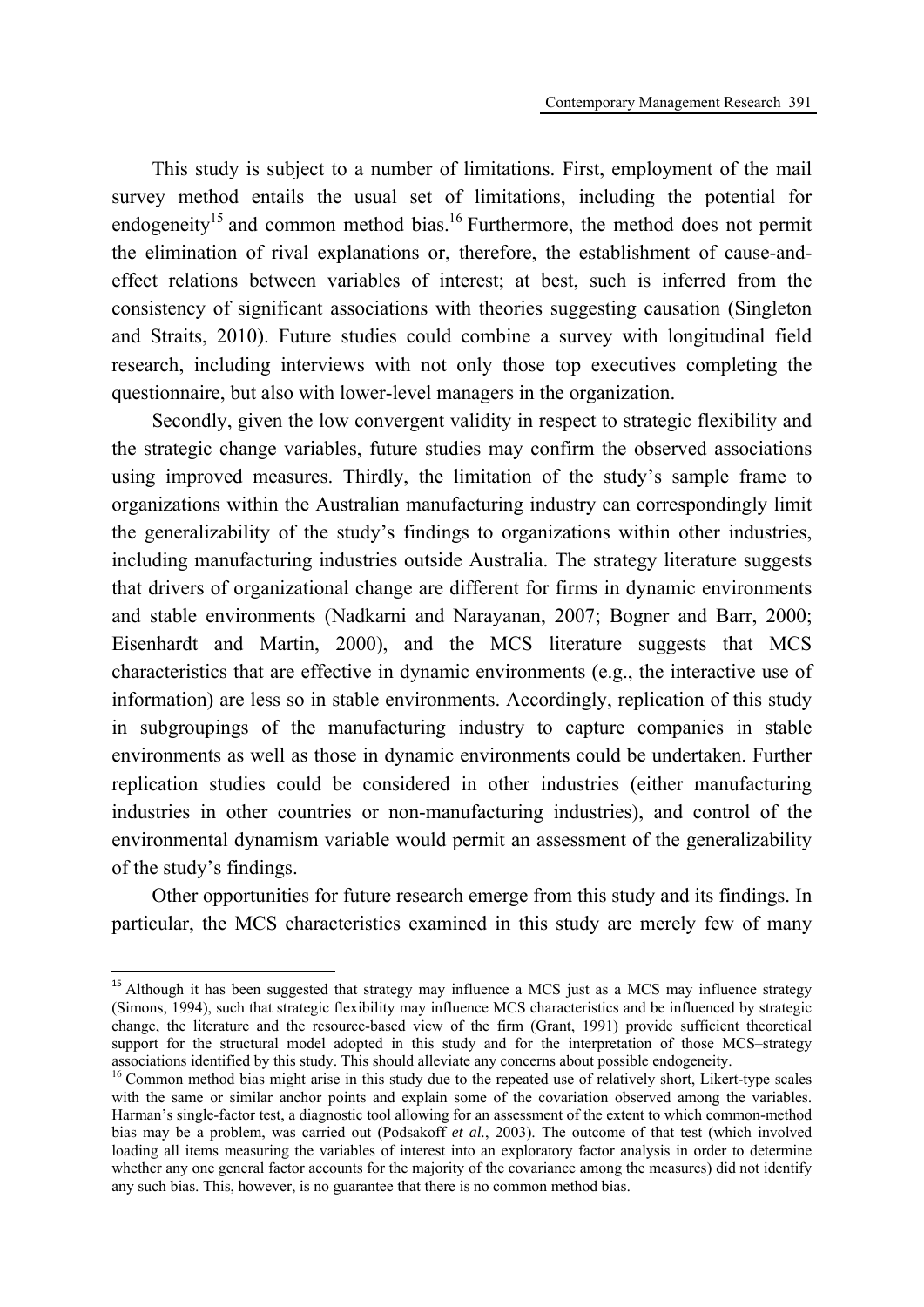This study is subject to a number of limitations. First, employment of the mail survey method entails the usual set of limitations, including the potential for endogeneity[15] and common method bias.[16] Furthermore, the method does not permit the elimination of rival explanations or, therefore, the establishment of cause-and-effect relations between variables of interest; at best, such is inferred from the consistency of significant associations with theories suggesting causation (Singleton and Straits, 2010). Future studies could combine a survey with longitudinal field research, including interviews with not only those top executives completing the questionnaire, but also with lower-level managers in the organization.

Secondly, given the low convergent validity in respect to strategic flexibility and the strategic change variables, future studies may confirm the observed associations using improved measures. Thirdly, the limitation of the study's sample frame to organizations within the Australian manufacturing industry can correspondingly limit the generalizability of the study's findings to organizations within other industries, including manufacturing industries outside Australia. The strategy literature suggests that drivers of organizational change are different for firms in dynamic environments and stable environments (Nadkarni and Narayanan, 2007; Bogner and Barr, 2000; Eisenhardt and Martin, 2000), and the MCS literature suggests that MCS characteristics that are effective in dynamic environments (e.g., the interactive use of information) are less so in stable environments. Accordingly, replication of this study in subgroupings of the manufacturing industry to capture companies in stable environments as well as those in dynamic environments could be undertaken. Further replication studies could be considered in other industries (either manufacturing industries in other countries or non-manufacturing industries), and control of the environmental dynamism variable would permit an assessment of the generalizability of the study's findings.

Other opportunities for future research emerge from this study and its findings. In particular, the MCS characteristics examined in this study are merely few of many

---

[15] Although it has been suggested that strategy may influence a MCS just as a MCS may influence strategy (Simons, 1994), such that strategic flexibility may influence MCS characteristics and be influenced by strategic change, the literature and the resource-based view of the firm (Grant, 1991) provide sufficient theoretical support for the structural model adopted in this study and for the interpretation of those MCS–strategy associations identified by this study. This should alleviate any concerns about possible endogeneity.

[16] Common method bias might arise in this study due to the repeated use of relatively short, Likert-type scales with the same or similar anchor points and explain some of the covariation observed among the variables. Harman's single-factor test, a diagnostic tool allowing for an assessment of the extent to which common-method bias may be a problem, was carried out (Podsakoff *et al.*, 2003). The outcome of that test (which involved loading all items measuring the variables of interest into an exploratory factor analysis in order to determine whether any one general factor accounts for the majority of the covariance among the measures) did not identify any such bias. This, however, is no guarantee that there is no common method bias.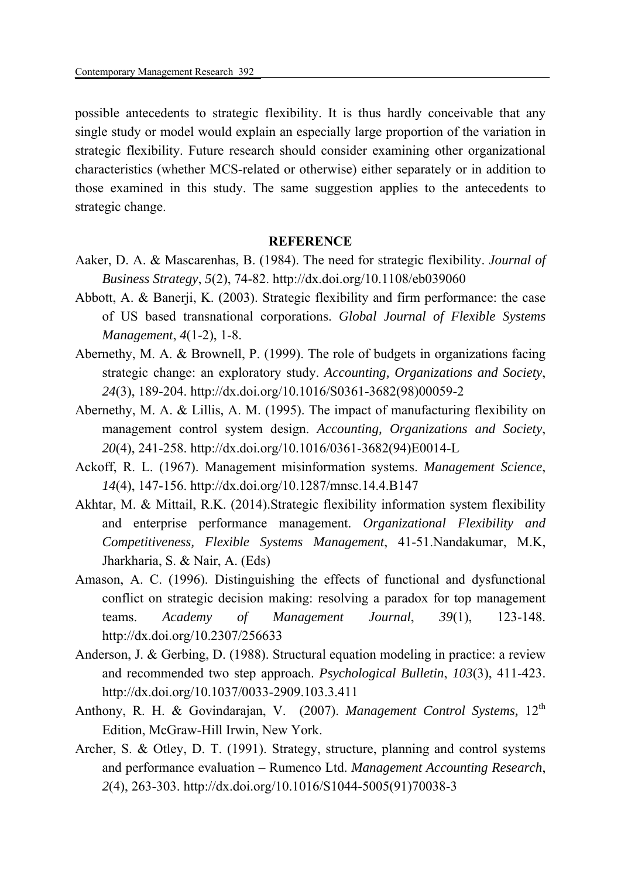possible antecedents to strategic flexibility. It is thus hardly conceivable that any single study or model would explain an especially large proportion of the variation in strategic flexibility. Future research should consider examining other organizational characteristics (whether MCS-related or otherwise) either separately or in addition to those examined in this study. The same suggestion applies to the antecedents to strategic change.

## REFERENCE

Aaker, D. A. & Mascarenhas, B. (1984). The need for strategic flexibility. *Journal of Business Strategy*, *5*(2), 74-82. http://dx.doi.org/10.1108/eb039060

Abbott, A. & Banerji, K. (2003). Strategic flexibility and firm performance: the case of US based transnational corporations. *Global Journal of Flexible Systems Management*, *4*(1-2), 1-8.

Abernethy, M. A. & Brownell, P. (1999). The role of budgets in organizations facing strategic change: an exploratory study. *Accounting, Organizations and Society*, *24*(3), 189-204. http://dx.doi.org/10.1016/S0361-3682(98)00059-2

Abernethy, M. A. & Lillis, A. M. (1995). The impact of manufacturing flexibility on management control system design. *Accounting, Organizations and Society*, *20*(4), 241-258. http://dx.doi.org/10.1016/0361-3682(94)E0014-L

Ackoff, R. L. (1967). Management misinformation systems. *Management Science*, *14*(4), 147-156. http://dx.doi.org/10.1287/mnsc.14.4.B147

Akhtar, M. & Mittail, R.K. (2014).Strategic flexibility information system flexibility and enterprise performance management. *Organizational Flexibility and Competitiveness, Flexible Systems Management*, 41-51.Nandakumar, M.K, Jharkharia, S. & Nair, A. (Eds)

Amason, A. C. (1996). Distinguishing the effects of functional and dysfunctional conflict on strategic decision making: resolving a paradox for top management teams. *Academy of Management Journal*, *39*(1), 123-148. http://dx.doi.org/10.2307/256633

Anderson, J. & Gerbing, D. (1988). Structural equation modeling in practice: a review and recommended two step approach. *Psychological Bulletin*, *103*(3), 411-423. http://dx.doi.org/10.1037/0033-2909.103.3.411

Anthony, R. H. & Govindarajan, V. (2007). *Management Control Systems,* 12th Edition, McGraw-Hill Irwin, New York.

Archer, S. & Otley, D. T. (1991). Strategy, structure, planning and control systems and performance evaluation – Rumenco Ltd. *Management Accounting Research*, *2*(4), 263-303. http://dx.doi.org/10.1016/S1044-5005(91)70038-3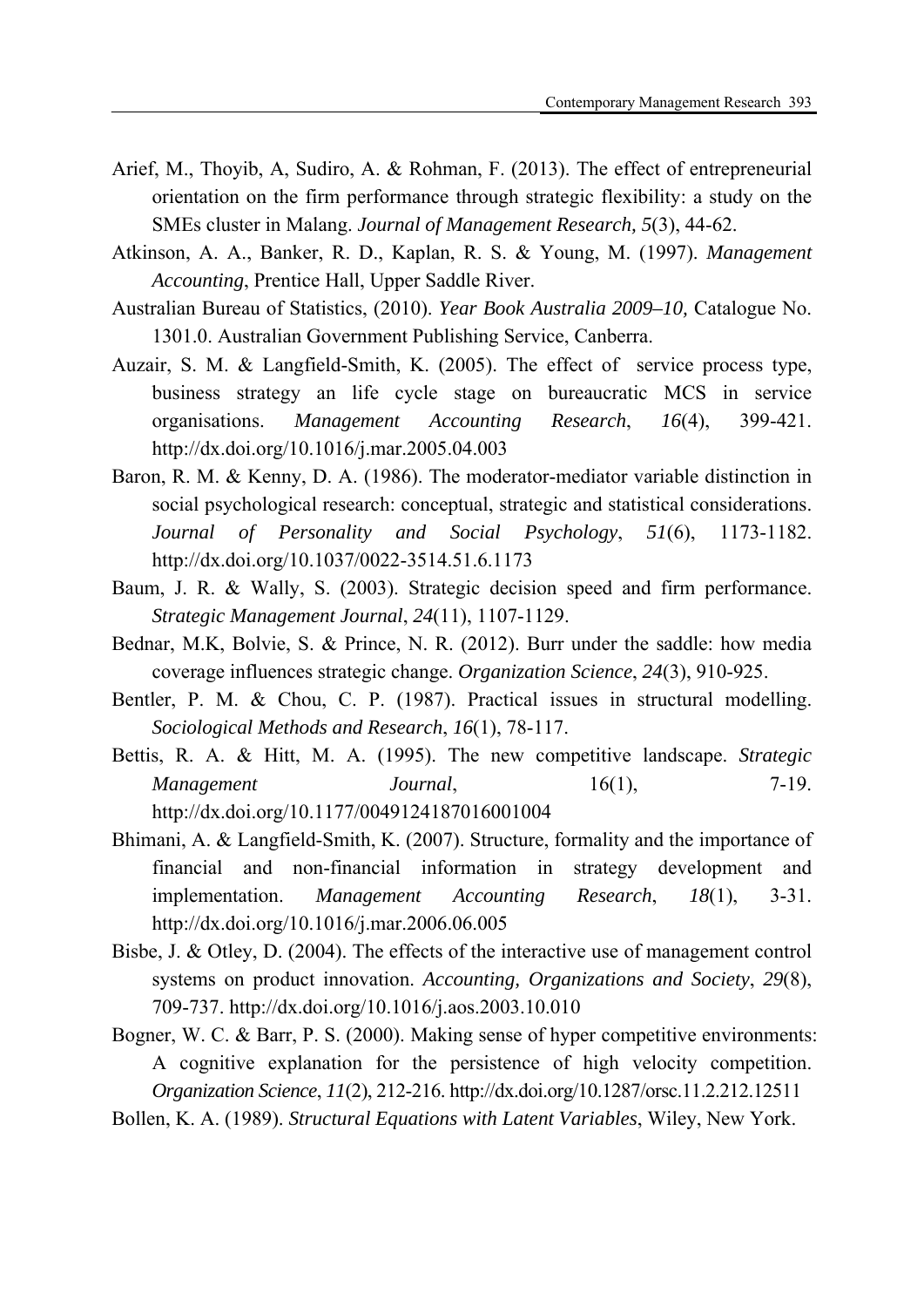Arief, M., Thoyib, A, Sudiro, A. & Rohman, F. (2013). The effect of entrepreneurial orientation on the firm performance through strategic flexibility: a study on the SMEs cluster in Malang. *Journal of Management Research, 5*(3), 44-62.

Atkinson, A. A., Banker, R. D., Kaplan, R. S. & Young, M. (1997). *Management Accounting*, Prentice Hall, Upper Saddle River.

Australian Bureau of Statistics, (2010). *Year Book Australia 2009–10,* Catalogue No. 1301.0. Australian Government Publishing Service, Canberra.

Auzair, S. M. & Langfield-Smith, K. (2005). The effect of service process type, business strategy an life cycle stage on bureaucratic MCS in service organisations. *Management Accounting Research*, *16*(4), 399-421. http://dx.doi.org/10.1016/j.mar.2005.04.003

Baron, R. M. & Kenny, D. A. (1986). The moderator-mediator variable distinction in social psychological research: conceptual, strategic and statistical considerations. *Journal of Personality and Social Psychology*, *51*(6), 1173-1182. http://dx.doi.org/10.1037/0022-3514.51.6.1173

Baum, J. R. & Wally, S. (2003). Strategic decision speed and firm performance. *Strategic Management Journal*, *24*(11), 1107-1129.

Bednar, M.K, Bolvie, S. & Prince, N. R. (2012). Burr under the saddle: how media coverage influences strategic change. *Organization Science*, *24*(3), 910-925.

Bentler, P. M. & Chou, C. P. (1987). Practical issues in structural modelling. *Sociological Methods and Research*, *16*(1), 78-117.

Bettis, R. A. & Hitt, M. A. (1995). The new competitive landscape. *Strategic Management Journal*, 16(1), 7-19. http://dx.doi.org/10.1177/0049124187016001004

Bhimani, A. & Langfield-Smith, K. (2007). Structure, formality and the importance of financial and non-financial information in strategy development and implementation. *Management Accounting Research*, *18*(1), 3-31. http://dx.doi.org/10.1016/j.mar.2006.06.005

Bisbe, J. & Otley, D. (2004). The effects of the interactive use of management control systems on product innovation. *Accounting, Organizations and Society*, *29*(8), 709-737. http://dx.doi.org/10.1016/j.aos.2003.10.010

Bogner, W. C. & Barr, P. S. (2000). Making sense of hyper competitive environments: A cognitive explanation for the persistence of high velocity competition. *Organization Science*, *11*(2), 212-216. http://dx.doi.org/10.1287/orsc.11.2.212.12511

Bollen, K. A. (1989). *Structural Equations with Latent Variables*, Wiley, New York.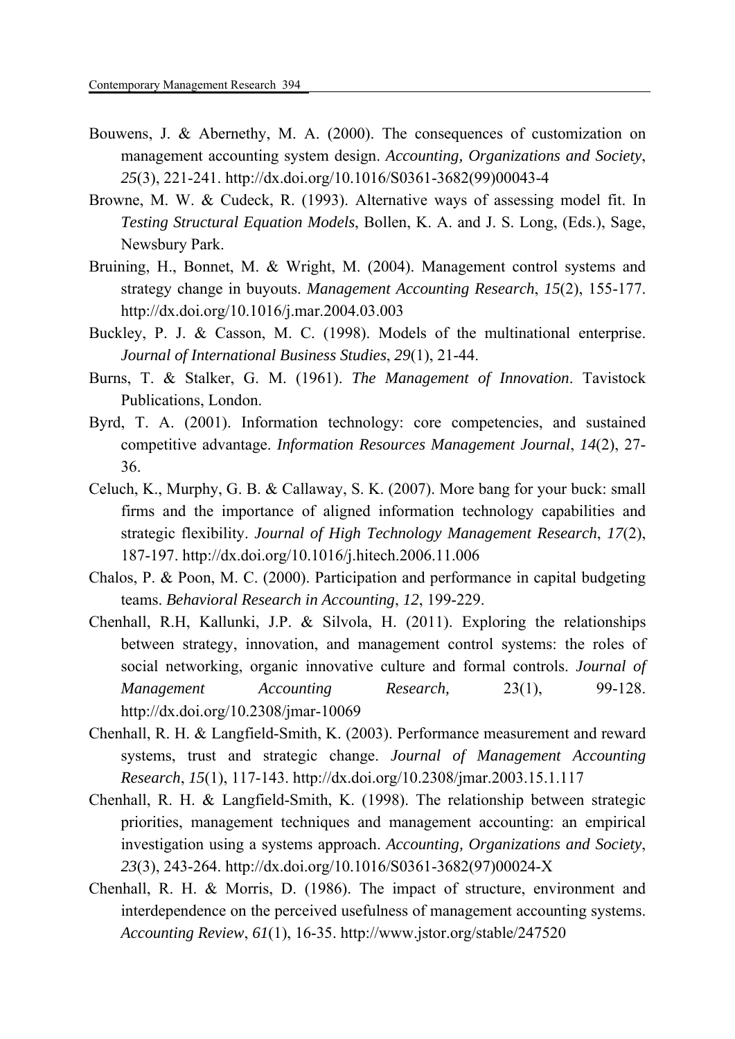Bouwens, J. & Abernethy, M. A. (2000). The consequences of customization on management accounting system design. *Accounting, Organizations and Society*, *25*(3), 221-241. http://dx.doi.org/10.1016/S0361-3682(99)00043-4

Browne, M. W. & Cudeck, R. (1993). Alternative ways of assessing model fit. In *Testing Structural Equation Models*, Bollen, K. A. and J. S. Long, (Eds.), Sage, Newsbury Park.

Bruining, H., Bonnet, M. & Wright, M. (2004). Management control systems and strategy change in buyouts. *Management Accounting Research*, *15*(2), 155-177. http://dx.doi.org/10.1016/j.mar.2004.03.003

Buckley, P. J. & Casson, M. C. (1998). Models of the multinational enterprise. *Journal of International Business Studies*, *29*(1), 21-44.

Burns, T. & Stalker, G. M. (1961). *The Management of Innovation*. Tavistock Publications, London.

Byrd, T. A. (2001). Information technology: core competencies, and sustained competitive advantage. *Information Resources Management Journal*, *14*(2), 27-36.

Celuch, K., Murphy, G. B. & Callaway, S. K. (2007). More bang for your buck: small firms and the importance of aligned information technology capabilities and strategic flexibility. *Journal of High Technology Management Research*, *17*(2), 187-197. http://dx.doi.org/10.1016/j.hitech.2006.11.006

Chalos, P. & Poon, M. C. (2000). Participation and performance in capital budgeting teams. *Behavioral Research in Accounting*, *12*, 199-229.

Chenhall, R.H, Kallunki, J.P. & Silvola, H. (2011). Exploring the relationships between strategy, innovation, and management control systems: the roles of social networking, organic innovative culture and formal controls. *Journal of Management Accounting Research,* 23(1), 99-128. http://dx.doi.org/10.2308/jmar-10069

Chenhall, R. H. & Langfield-Smith, K. (2003). Performance measurement and reward systems, trust and strategic change. *Journal of Management Accounting Research*, *15*(1), 117-143. http://dx.doi.org/10.2308/jmar.2003.15.1.117

Chenhall, R. H. & Langfield-Smith, K. (1998). The relationship between strategic priorities, management techniques and management accounting: an empirical investigation using a systems approach. *Accounting, Organizations and Society*, *23*(3), 243-264. http://dx.doi.org/10.1016/S0361-3682(97)00024-X

Chenhall, R. H. & Morris, D. (1986). The impact of structure, environment and interdependence on the perceived usefulness of management accounting systems. *Accounting Review*, *61*(1), 16-35. http://www.jstor.org/stable/247520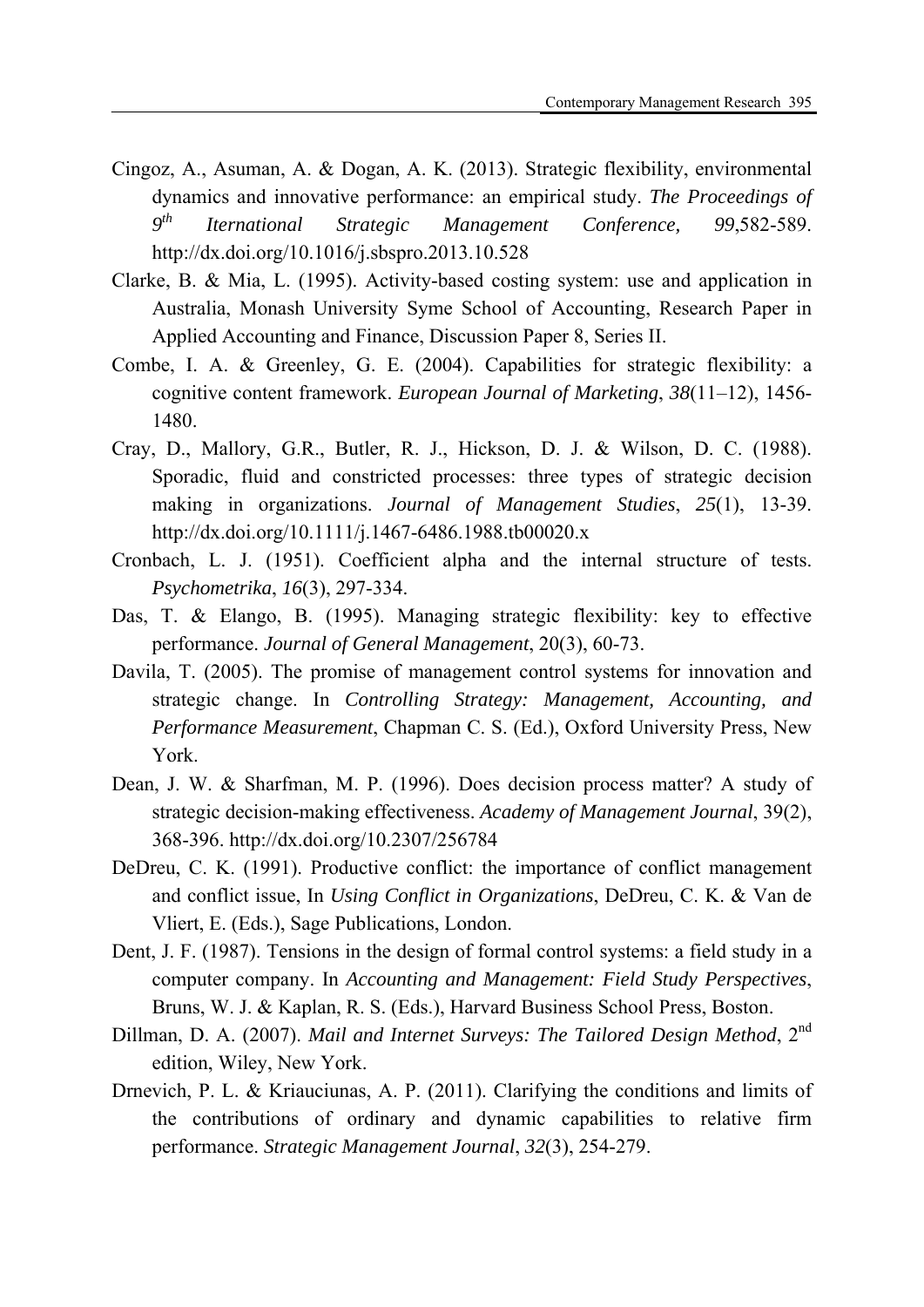Cingoz, A., Asuman, A. & Dogan, A. K. (2013). Strategic flexibility, environmental dynamics and innovative performance: an empirical study. *The Proceedings of 9th Iternational Strategic Management Conference, 99*,582-589. http://dx.doi.org/10.1016/j.sbspro.2013.10.528

Clarke, B. & Mia, L. (1995). Activity-based costing system: use and application in Australia, Monash University Syme School of Accounting, Research Paper in Applied Accounting and Finance, Discussion Paper 8, Series II.

Combe, I. A. & Greenley, G. E. (2004). Capabilities for strategic flexibility: a cognitive content framework. *European Journal of Marketing*, *38*(11–12), 1456-1480.

Cray, D., Mallory, G.R., Butler, R. J., Hickson, D. J. & Wilson, D. C. (1988). Sporadic, fluid and constricted processes: three types of strategic decision making in organizations. *Journal of Management Studies*, *25*(1), 13-39. http://dx.doi.org/10.1111/j.1467-6486.1988.tb00020.x

Cronbach, L. J. (1951). Coefficient alpha and the internal structure of tests. *Psychometrika*, *16*(3), 297-334.

Das, T. & Elango, B. (1995). Managing strategic flexibility: key to effective performance. *Journal of General Management*, 20(3), 60-73.

Davila, T. (2005). The promise of management control systems for innovation and strategic change. In *Controlling Strategy: Management, Accounting, and Performance Measurement*, Chapman C. S. (Ed.), Oxford University Press, New York.

Dean, J. W. & Sharfman, M. P. (1996). Does decision process matter? A study of strategic decision-making effectiveness. *Academy of Management Journal*, 39(2), 368-396. http://dx.doi.org/10.2307/256784

DeDreu, C. K. (1991). Productive conflict: the importance of conflict management and conflict issue, In *Using Conflict in Organizations*, DeDreu, C. K. & Van de Vliert, E. (Eds.), Sage Publications, London.

Dent, J. F. (1987). Tensions in the design of formal control systems: a field study in a computer company. In *Accounting and Management: Field Study Perspectives*, Bruns, W. J. & Kaplan, R. S. (Eds.), Harvard Business School Press, Boston.

Dillman, D. A. (2007). *Mail and Internet Surveys: The Tailored Design Method*, 2nd edition, Wiley, New York.

Drnevich, P. L. & Kriauciunas, A. P. (2011). Clarifying the conditions and limits of the contributions of ordinary and dynamic capabilities to relative firm performance. *Strategic Management Journal*, *32*(3), 254-279.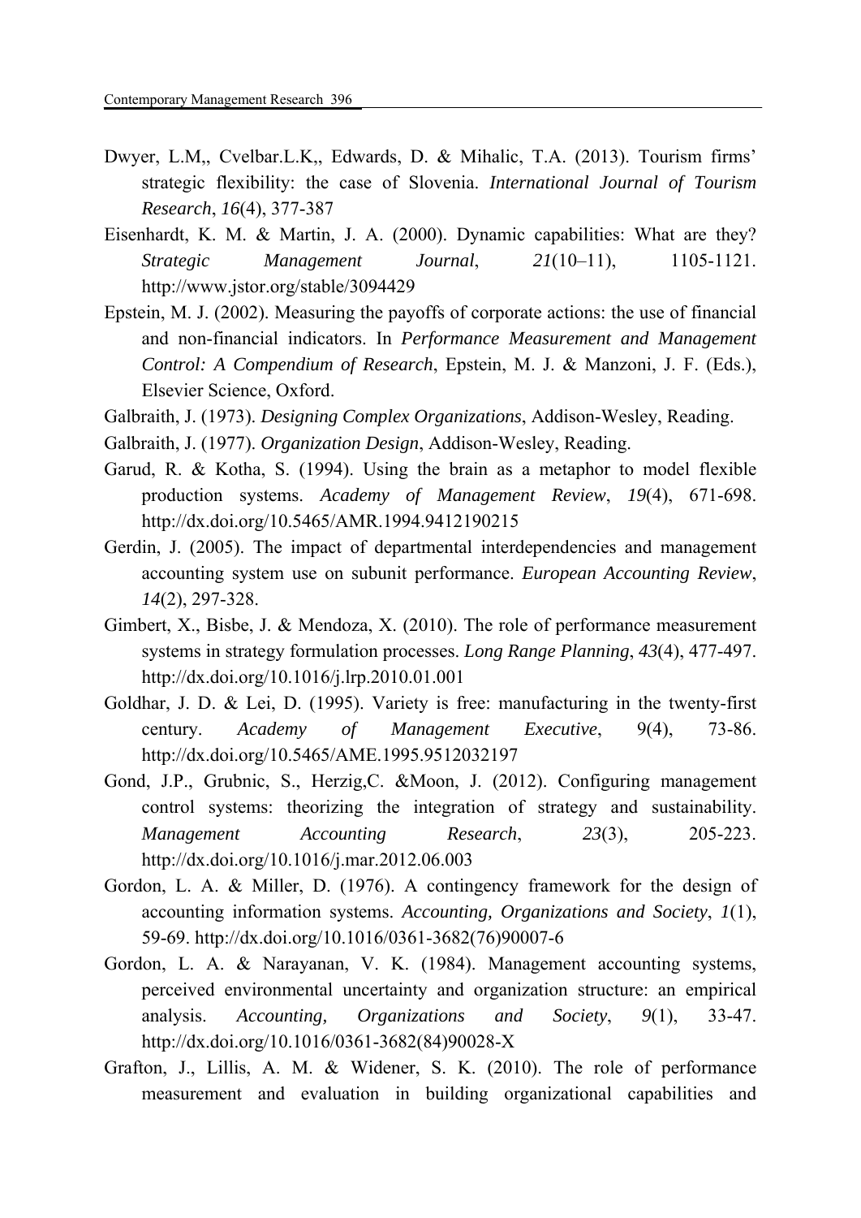Dwyer, L.M,, Cvelbar.L.K,, Edwards, D. & Mihalic, T.A. (2013). Tourism firms' strategic flexibility: the case of Slovenia. *International Journal of Tourism Research*, *16*(4), 377-387

Eisenhardt, K. M. & Martin, J. A. (2000). Dynamic capabilities: What are they? *Strategic Management Journal*, *21*(10–11), 1105-1121. http://www.jstor.org/stable/3094429

Epstein, M. J. (2002). Measuring the payoffs of corporate actions: the use of financial and non-financial indicators. In *Performance Measurement and Management Control: A Compendium of Research*, Epstein, M. J. & Manzoni, J. F. (Eds.), Elsevier Science, Oxford.

Galbraith, J. (1973). *Designing Complex Organizations*, Addison-Wesley, Reading.

Galbraith, J. (1977). *Organization Design*, Addison-Wesley, Reading.

Garud, R. & Kotha, S. (1994). Using the brain as a metaphor to model flexible production systems. *Academy of Management Review*, *19*(4), 671-698. http://dx.doi.org/10.5465/AMR.1994.9412190215

Gerdin, J. (2005). The impact of departmental interdependencies and management accounting system use on subunit performance. *European Accounting Review*, *14*(2), 297-328.

Gimbert, X., Bisbe, J. & Mendoza, X. (2010). The role of performance measurement systems in strategy formulation processes. *Long Range Planning*, *43*(4), 477-497. http://dx.doi.org/10.1016/j.lrp.2010.01.001

Goldhar, J. D. & Lei, D. (1995). Variety is free: manufacturing in the twenty-first century. *Academy of Management Executive*, 9(4), 73-86. http://dx.doi.org/10.5465/AME.1995.9512032197

Gond, J.P., Grubnic, S., Herzig,C. &Moon, J. (2012). Configuring management control systems: theorizing the integration of strategy and sustainability. *Management Accounting Research*, *23*(3), 205-223. http://dx.doi.org/10.1016/j.mar.2012.06.003

Gordon, L. A. & Miller, D. (1976). A contingency framework for the design of accounting information systems. *Accounting, Organizations and Society*, *1*(1), 59-69. http://dx.doi.org/10.1016/0361-3682(76)90007-6

Gordon, L. A. & Narayanan, V. K. (1984). Management accounting systems, perceived environmental uncertainty and organization structure: an empirical analysis. *Accounting, Organizations and Society*, *9*(1), 33-47. http://dx.doi.org/10.1016/0361-3682(84)90028-X

Grafton, J., Lillis, A. M. & Widener, S. K. (2010). The role of performance measurement and evaluation in building organizational capabilities and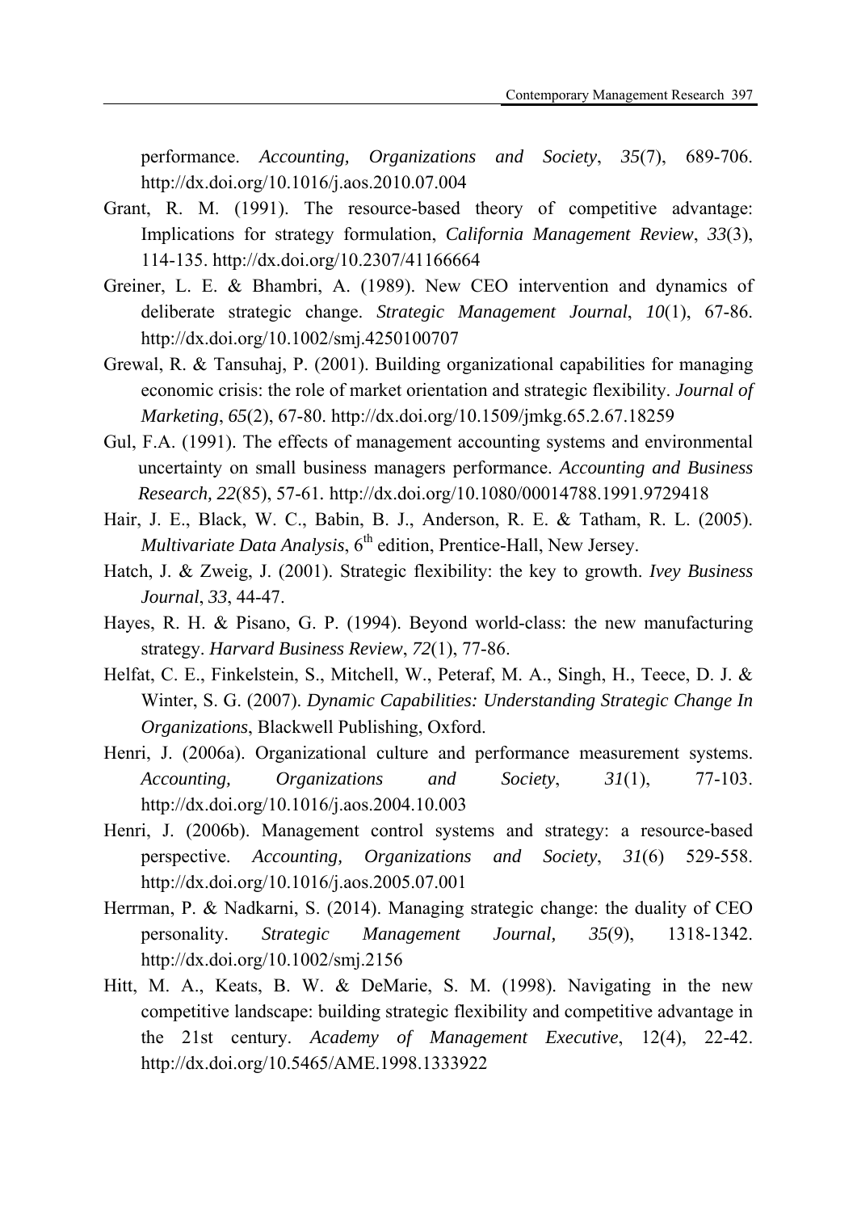performance. *Accounting, Organizations and Society*, *35*(7), 689-706. http://dx.doi.org/10.1016/j.aos.2010.07.004

Grant, R. M. (1991). The resource-based theory of competitive advantage: Implications for strategy formulation, *California Management Review*, *33*(3), 114-135. http://dx.doi.org/10.2307/41166664

Greiner, L. E. & Bhambri, A. (1989). New CEO intervention and dynamics of deliberate strategic change. *Strategic Management Journal*, *10*(1), 67-86. http://dx.doi.org/10.1002/smj.4250100707

Grewal, R. & Tansuhaj, P. (2001). Building organizational capabilities for managing economic crisis: the role of market orientation and strategic flexibility. *Journal of Marketing*, *65*(2), 67-80. http://dx.doi.org/10.1509/jmkg.65.2.67.18259

Gul, F.A. (1991). The effects of management accounting systems and environmental uncertainty on small business managers performance. *Accounting and Business Research, 22*(85), 57-61. http://dx.doi.org/10.1080/00014788.1991.9729418

Hair, J. E., Black, W. C., Babin, B. J., Anderson, R. E. & Tatham, R. L. (2005). *Multivariate Data Analysis*, 6th edition, Prentice-Hall, New Jersey.

Hatch, J. & Zweig, J. (2001). Strategic flexibility: the key to growth. *Ivey Business Journal*, *33*, 44-47.

Hayes, R. H. & Pisano, G. P. (1994). Beyond world-class: the new manufacturing strategy. *Harvard Business Review*, *72*(1), 77-86.

Helfat, C. E., Finkelstein, S., Mitchell, W., Peteraf, M. A., Singh, H., Teece, D. J. & Winter, S. G. (2007). *Dynamic Capabilities: Understanding Strategic Change In Organizations*, Blackwell Publishing, Oxford.

Henri, J. (2006a). Organizational culture and performance measurement systems. *Accounting, Organizations and Society*, *31*(1), 77-103. http://dx.doi.org/10.1016/j.aos.2004.10.003

Henri, J. (2006b). Management control systems and strategy: a resource-based perspective. *Accounting, Organizations and Society*, *31*(6) 529-558. http://dx.doi.org/10.1016/j.aos.2005.07.001

Herrman, P. & Nadkarni, S. (2014). Managing strategic change: the duality of CEO personality. *Strategic Management Journal, 35*(9), 1318-1342. http://dx.doi.org/10.1002/smj.2156

Hitt, M. A., Keats, B. W. & DeMarie, S. M. (1998). Navigating in the new competitive landscape: building strategic flexibility and competitive advantage in the 21st century. *Academy of Management Executive*, 12(4), 22-42. http://dx.doi.org/10.5465/AME.1998.1333922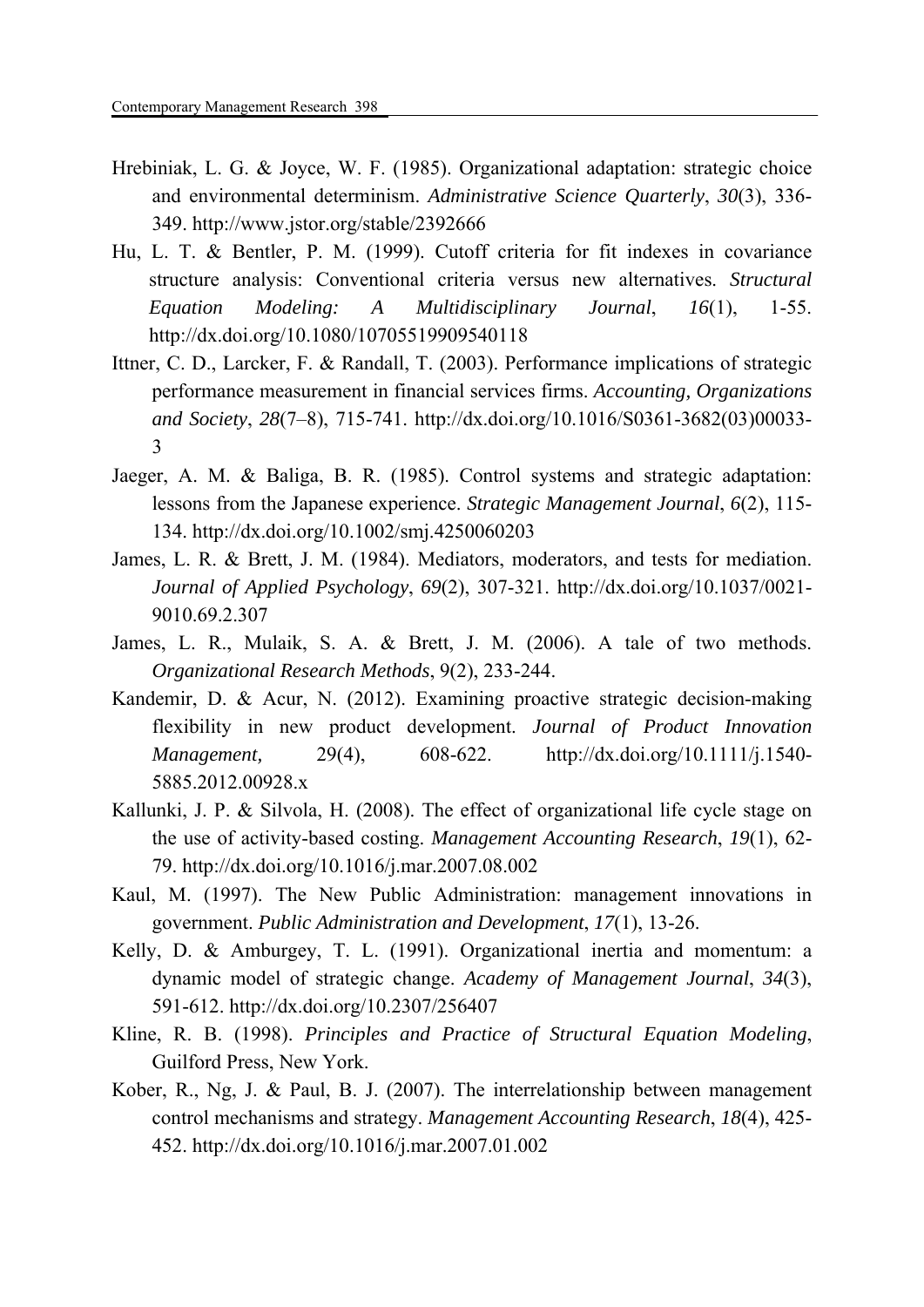Hrebiniak, L. G. & Joyce, W. F. (1985). Organizational adaptation: strategic choice and environmental determinism. *Administrative Science Quarterly*, *30*(3), 336-349. http://www.jstor.org/stable/2392666

Hu, L. T. & Bentler, P. M. (1999). Cutoff criteria for fit indexes in covariance structure analysis: Conventional criteria versus new alternatives. *Structural Equation Modeling: A Multidisciplinary Journal*, *16*(1), 1-55. http://dx.doi.org/10.1080/10705519909540118

Ittner, C. D., Larcker, F. & Randall, T. (2003). Performance implications of strategic performance measurement in financial services firms. *Accounting, Organizations and Society*, *28*(7–8), 715-741. http://dx.doi.org/10.1016/S0361-3682(03)00033-3

Jaeger, A. M. & Baliga, B. R. (1985). Control systems and strategic adaptation: lessons from the Japanese experience. *Strategic Management Journal*, *6*(2), 115-134. http://dx.doi.org/10.1002/smj.4250060203

James, L. R. & Brett, J. M. (1984). Mediators, moderators, and tests for mediation. *Journal of Applied Psychology*, *69*(2), 307-321. http://dx.doi.org/10.1037/0021-9010.69.2.307

James, L. R., Mulaik, S. A. & Brett, J. M. (2006). A tale of two methods. *Organizational Research Methods*, 9(2), 233-244.

Kandemir, D. & Acur, N. (2012). Examining proactive strategic decision-making flexibility in new product development. *Journal of Product Innovation Management,* 29(4), 608-622. http://dx.doi.org/10.1111/j.1540-5885.2012.00928.x

Kallunki, J. P. & Silvola, H. (2008). The effect of organizational life cycle stage on the use of activity-based costing. *Management Accounting Research*, *19*(1), 62-79. http://dx.doi.org/10.1016/j.mar.2007.08.002

Kaul, M. (1997). The New Public Administration: management innovations in government. *Public Administration and Development*, *17*(1), 13-26.

Kelly, D. & Amburgey, T. L. (1991). Organizational inertia and momentum: a dynamic model of strategic change. *Academy of Management Journal*, *34*(3), 591-612. http://dx.doi.org/10.2307/256407

Kline, R. B. (1998). *Principles and Practice of Structural Equation Modeling*, Guilford Press, New York.

Kober, R., Ng, J. & Paul, B. J. (2007). The interrelationship between management control mechanisms and strategy. *Management Accounting Research*, *18*(4), 425-452. http://dx.doi.org/10.1016/j.mar.2007.01.002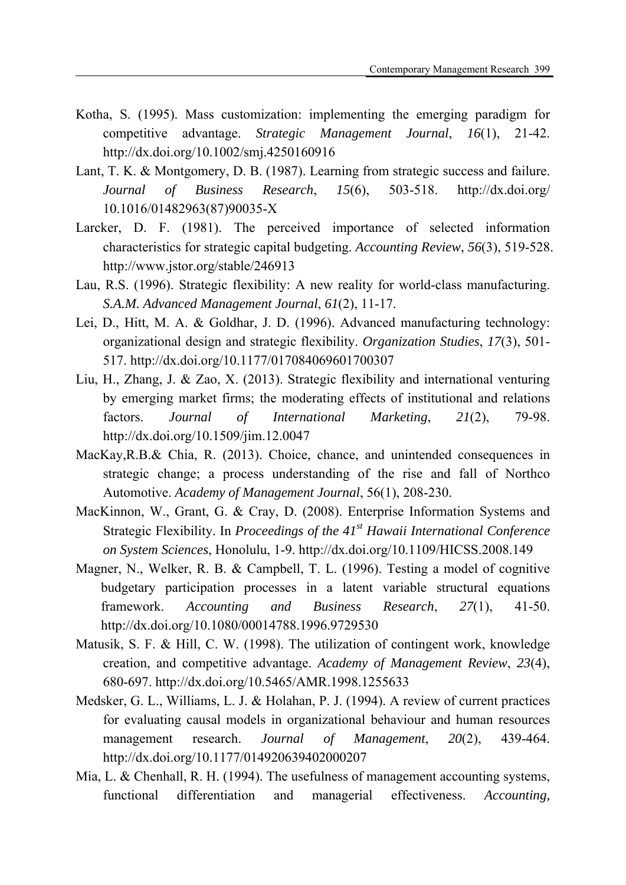Kotha, S. (1995). Mass customization: implementing the emerging paradigm for competitive advantage. *Strategic Management Journal*, *16*(1), 21-42. http://dx.doi.org/10.1002/smj.4250160916

Lant, T. K. & Montgomery, D. B. (1987). Learning from strategic success and failure. *Journal of Business Research*, *15*(6), 503-518. http://dx.doi.org/10.1016/01482963(87)90035-X

Larcker, D. F. (1981). The perceived importance of selected information characteristics for strategic capital budgeting. *Accounting Review*, *56*(3), 519-528. http://www.jstor.org/stable/246913

Lau, R.S. (1996). Strategic flexibility: A new reality for world-class manufacturing. *S.A.M. Advanced Management Journal*, *61*(2), 11-17.

Lei, D., Hitt, M. A. & Goldhar, J. D. (1996). Advanced manufacturing technology: organizational design and strategic flexibility. *Organization Studies*, *17*(3), 501-517. http://dx.doi.org/10.1177/017084069601700307

Liu, H., Zhang, J. & Zao, X. (2013). Strategic flexibility and international venturing by emerging market firms; the moderating effects of institutional and relations factors. *Journal of International Marketing*, *21*(2), 79-98. http://dx.doi.org/10.1509/jim.12.0047

MacKay,R.B.& Chia, R. (2013). Choice, chance, and unintended consequences in strategic change; a process understanding of the rise and fall of Northco Automotive. *Academy of Management Journal*, 56(1), 208-230.

MacKinnon, W., Grant, G. & Cray, D. (2008). Enterprise Information Systems and Strategic Flexibility. In *Proceedings of the 41st Hawaii International Conference on System Sciences*, Honolulu, 1-9. http://dx.doi.org/10.1109/HICSS.2008.149

Magner, N., Welker, R. B. & Campbell, T. L. (1996). Testing a model of cognitive budgetary participation processes in a latent variable structural equations framework. *Accounting and Business Research*, *27*(1), 41-50. http://dx.doi.org/10.1080/00014788.1996.9729530

Matusik, S. F. & Hill, C. W. (1998). The utilization of contingent work, knowledge creation, and competitive advantage. *Academy of Management Review*, *23*(4), 680-697. http://dx.doi.org/10.5465/AMR.1998.1255633

Medsker, G. L., Williams, L. J. & Holahan, P. J. (1994). A review of current practices for evaluating causal models in organizational behaviour and human resources management research. *Journal of Management*, *20*(2), 439-464. http://dx.doi.org/10.1177/014920639402000207

Mia, L. & Chenhall, R. H. (1994). The usefulness of management accounting systems, functional differentiation and managerial effectiveness. *Accounting,*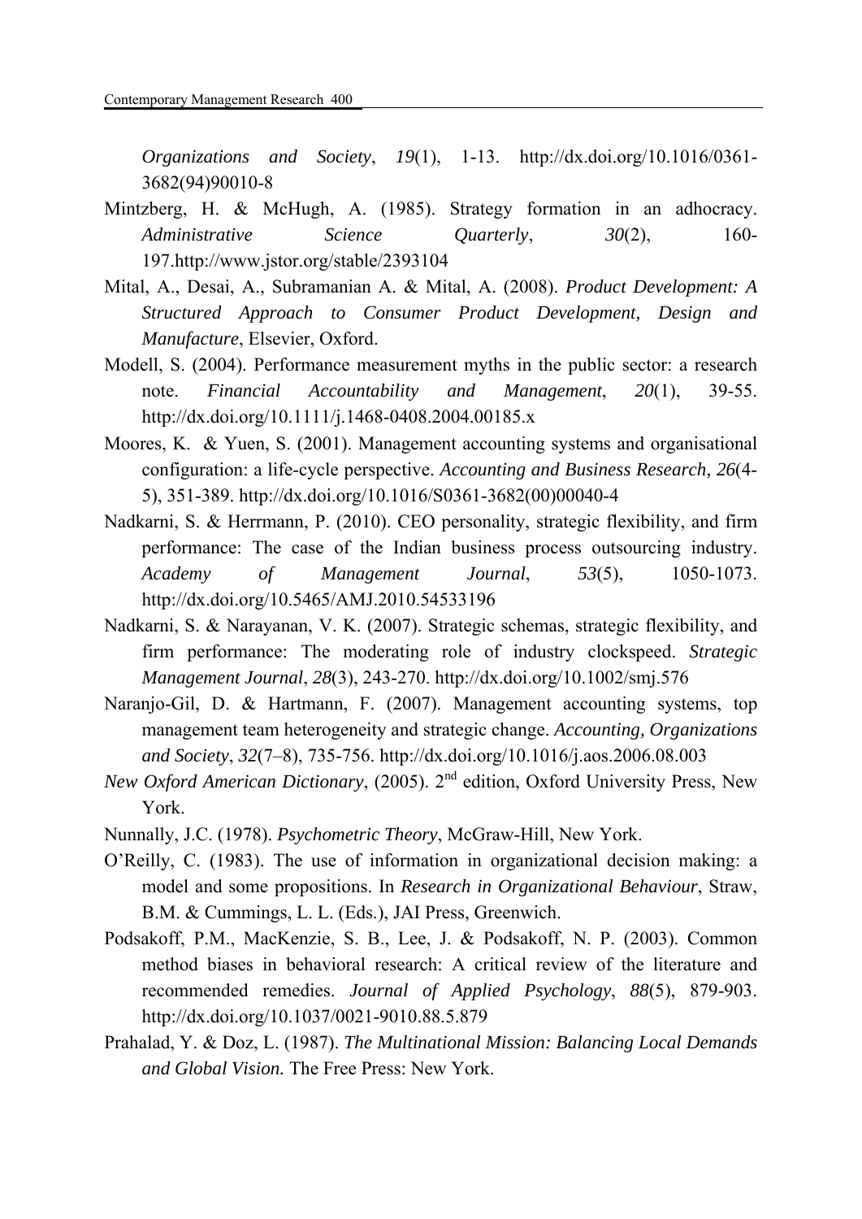*Organizations and Society*, *19*(1), 1-13. http://dx.doi.org/10.1016/0361-3682(94)90010-8

Mintzberg, H. & McHugh, A. (1985). Strategy formation in an adhocracy. *Administrative Science Quarterly*, *30*(2), 160-197.http://www.jstor.org/stable/2393104

Mital, A., Desai, A., Subramanian A. & Mital, A. (2008). *Product Development: A Structured Approach to Consumer Product Development, Design and Manufacture*, Elsevier, Oxford.

Modell, S. (2004). Performance measurement myths in the public sector: a research note. *Financial Accountability and Management*, *20*(1), 39-55. http://dx.doi.org/10.1111/j.1468-0408.2004.00185.x

Moores, K. & Yuen, S. (2001). Management accounting systems and organisational configuration: a life-cycle perspective. *Accounting and Business Research, 26*(4-5), 351-389. http://dx.doi.org/10.1016/S0361-3682(00)00040-4

Nadkarni, S. & Herrmann, P. (2010). CEO personality, strategic flexibility, and firm performance: The case of the Indian business process outsourcing industry. *Academy of Management Journal*, *53*(5), 1050-1073. http://dx.doi.org/10.5465/AMJ.2010.54533196

Nadkarni, S. & Narayanan, V. K. (2007). Strategic schemas, strategic flexibility, and firm performance: The moderating role of industry clockspeed. *Strategic Management Journal*, *28*(3), 243-270. http://dx.doi.org/10.1002/smj.576

Naranjo-Gil, D. & Hartmann, F. (2007). Management accounting systems, top management team heterogeneity and strategic change. *Accounting, Organizations and Society*, *32*(7–8), 735-756. http://dx.doi.org/10.1016/j.aos.2006.08.003

*New Oxford American Dictionary*, (2005). 2nd edition, Oxford University Press, New York.

Nunnally, J.C. (1978). *Psychometric Theory*, McGraw-Hill, New York.

O'Reilly, C. (1983). The use of information in organizational decision making: a model and some propositions. In *Research in Organizational Behaviour*, Straw, B.M. & Cummings, L. L. (Eds.), JAI Press, Greenwich.

Podsakoff, P.M., MacKenzie, S. B., Lee, J. & Podsakoff, N. P. (2003). Common method biases in behavioral research: A critical review of the literature and recommended remedies. *Journal of Applied Psychology*, *88*(5), 879-903. http://dx.doi.org/10.1037/0021-9010.88.5.879

Prahalad, Y. & Doz, L. (1987). *The Multinational Mission: Balancing Local Demands and Global Vision.* The Free Press: New York.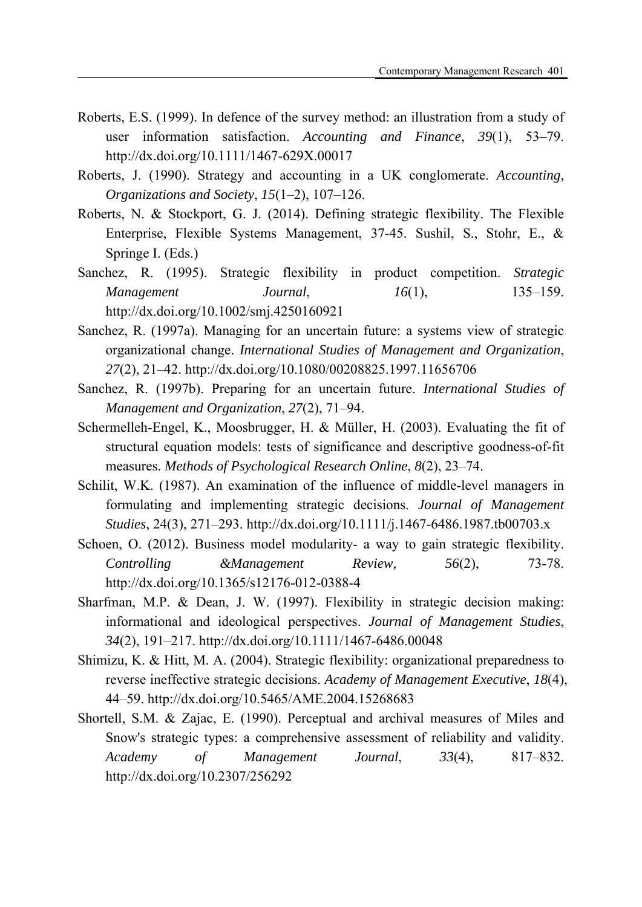Roberts, E.S. (1999). In defence of the survey method: an illustration from a study of user information satisfaction. *Accounting and Finance*, *39*(1), 53–79. http://dx.doi.org/10.1111/1467-629X.00017

Roberts, J. (1990). Strategy and accounting in a UK conglomerate. *Accounting, Organizations and Society*, *15*(1–2), 107–126.

Roberts, N. & Stockport, G. J. (2014). Defining strategic flexibility. The Flexible Enterprise, Flexible Systems Management, 37-45. Sushil, S., Stohr, E., & Springe I. (Eds.)

Sanchez, R. (1995). Strategic flexibility in product competition. *Strategic Management Journal*, *16*(1), 135–159. http://dx.doi.org/10.1002/smj.4250160921

Sanchez, R. (1997a). Managing for an uncertain future: a systems view of strategic organizational change. *International Studies of Management and Organization*, *27*(2), 21–42. http://dx.doi.org/10.1080/00208825.1997.11656706

Sanchez, R. (1997b). Preparing for an uncertain future. *International Studies of Management and Organization*, *27*(2), 71–94.

Schermelleh-Engel, K., Moosbrugger, H. & Müller, H. (2003). Evaluating the fit of structural equation models: tests of significance and descriptive goodness-of-fit measures. *Methods of Psychological Research Online*, *8*(2), 23–74.

Schilit, W.K. (1987). An examination of the influence of middle-level managers in formulating and implementing strategic decisions. *Journal of Management Studies*, 24(3), 271–293. http://dx.doi.org/10.1111/j.1467-6486.1987.tb00703.x

Schoen, O. (2012). Business model modularity- a way to gain strategic flexibility. *Controlling &Management Review,* *56*(2), 73-78. http://dx.doi.org/10.1365/s12176-012-0388-4

Sharfman, M.P. & Dean, J. W. (1997). Flexibility in strategic decision making: informational and ideological perspectives. *Journal of Management Studies*, *34*(2), 191–217. http://dx.doi.org/10.1111/1467-6486.00048

Shimizu, K. & Hitt, M. A. (2004). Strategic flexibility: organizational preparedness to reverse ineffective strategic decisions. *Academy of Management Executive*, *18*(4), 44–59. http://dx.doi.org/10.5465/AME.2004.15268683

Shortell, S.M. & Zajac, E. (1990). Perceptual and archival measures of Miles and Snow's strategic types: a comprehensive assessment of reliability and validity. *Academy of Management Journal*, *33*(4), 817–832. http://dx.doi.org/10.2307/256292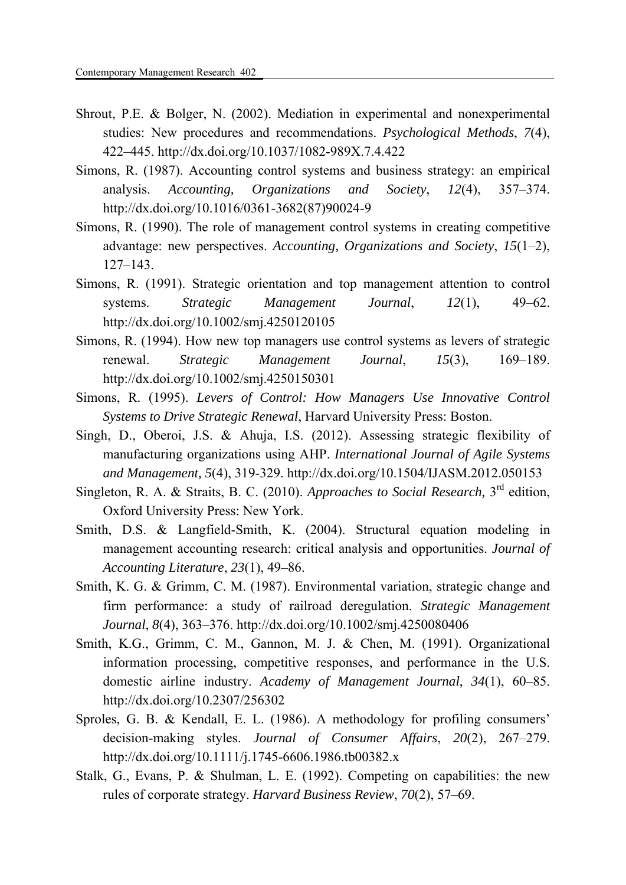Shrout, P.E. & Bolger, N. (2002). Mediation in experimental and nonexperimental studies: New procedures and recommendations. *Psychological Methods*, *7*(4), 422–445. http://dx.doi.org/10.1037/1082-989X.7.4.422

Simons, R. (1987). Accounting control systems and business strategy: an empirical analysis. *Accounting, Organizations and Society*, *12*(4), 357–374. http://dx.doi.org/10.1016/0361-3682(87)90024-9

Simons, R. (1990). The role of management control systems in creating competitive advantage: new perspectives. *Accounting, Organizations and Society*, *15*(1–2), 127–143.

Simons, R. (1991). Strategic orientation and top management attention to control systems. *Strategic Management Journal*, *12*(1), 49–62. http://dx.doi.org/10.1002/smj.4250120105

Simons, R. (1994). How new top managers use control systems as levers of strategic renewal. *Strategic Management Journal*, *15*(3), 169–189. http://dx.doi.org/10.1002/smj.4250150301

Simons, R. (1995). *Levers of Control: How Managers Use Innovative Control Systems to Drive Strategic Renewal*, Harvard University Press: Boston.

Singh, D., Oberoi, J.S. & Ahuja, I.S. (2012). Assessing strategic flexibility of manufacturing organizations using AHP. *International Journal of Agile Systems and Management, 5*(4), 319-329. http://dx.doi.org/10.1504/IJASM.2012.050153

Singleton, R. A. & Straits, B. C. (2010). *Approaches to Social Research,* 3rd edition, Oxford University Press: New York.

Smith, D.S. & Langfield-Smith, K. (2004). Structural equation modeling in management accounting research: critical analysis and opportunities. *Journal of Accounting Literature*, *23*(1), 49–86.

Smith, K. G. & Grimm, C. M. (1987). Environmental variation, strategic change and firm performance: a study of railroad deregulation. *Strategic Management Journal*, *8*(4), 363–376. http://dx.doi.org/10.1002/smj.4250080406

Smith, K.G., Grimm, C. M., Gannon, M. J. & Chen, M. (1991). Organizational information processing, competitive responses, and performance in the U.S. domestic airline industry. *Academy of Management Journal*, *34*(1), 60–85. http://dx.doi.org/10.2307/256302

Sproles, G. B. & Kendall, E. L. (1986). A methodology for profiling consumers' decision-making styles. *Journal of Consumer Affairs*, *20*(2), 267–279. http://dx.doi.org/10.1111/j.1745-6606.1986.tb00382.x

Stalk, G., Evans, P. & Shulman, L. E. (1992). Competing on capabilities: the new rules of corporate strategy. *Harvard Business Review*, *70*(2), 57–69.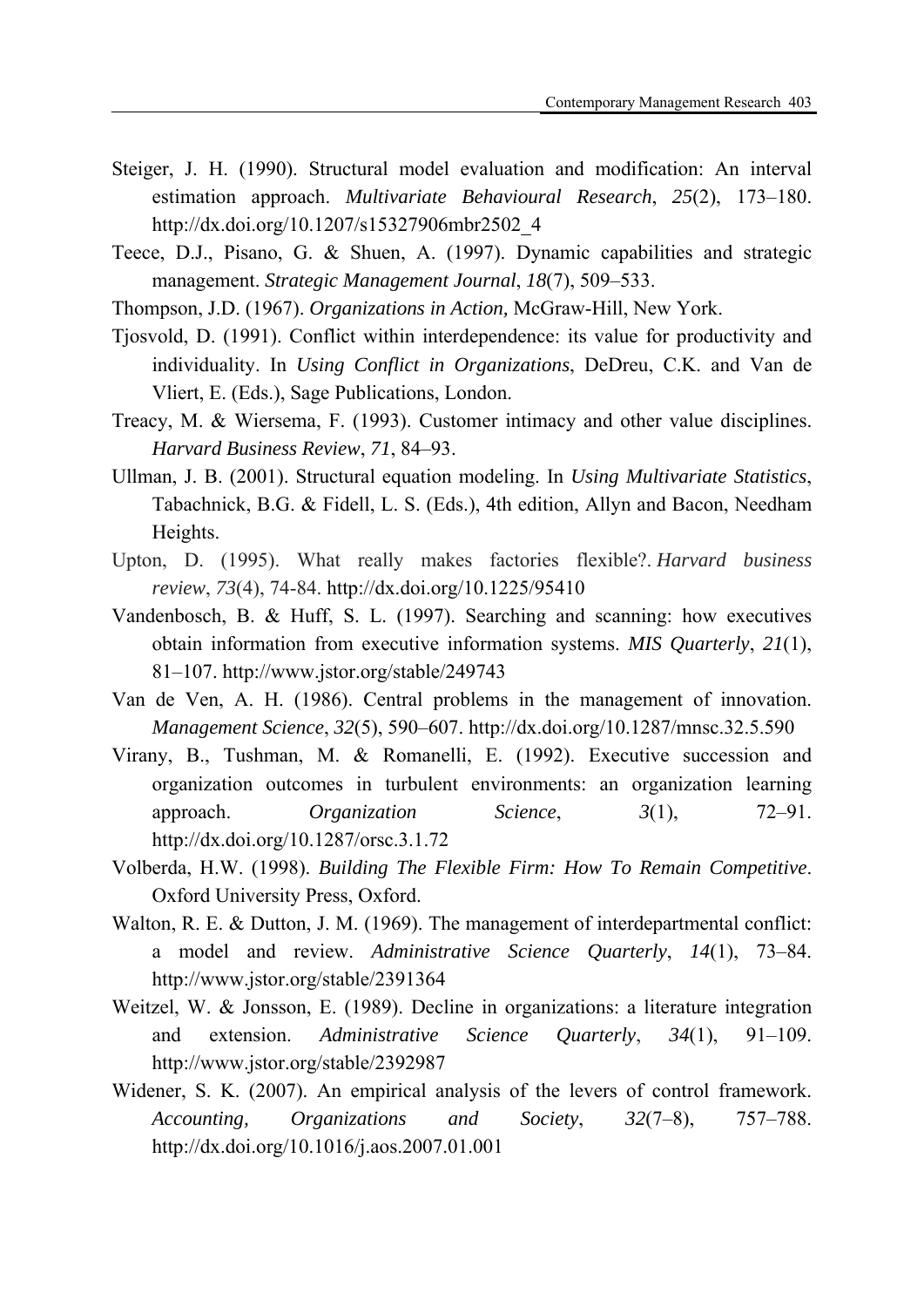Steiger, J. H. (1990). Structural model evaluation and modification: An interval estimation approach. *Multivariate Behavioural Research*, *25*(2), 173–180. http://dx.doi.org/10.1207/s15327906mbr2502_4

Teece, D.J., Pisano, G. & Shuen, A. (1997). Dynamic capabilities and strategic management. *Strategic Management Journal*, *18*(7), 509–533.

Thompson, J.D. (1967). *Organizations in Action,* McGraw-Hill, New York.

Tjosvold, D. (1991). Conflict within interdependence: its value for productivity and individuality. In *Using Conflict in Organizations*, DeDreu, C.K. and Van de Vliert, E. (Eds.), Sage Publications, London.

Treacy, M. & Wiersema, F. (1993). Customer intimacy and other value disciplines. *Harvard Business Review*, *71*, 84–93.

Ullman, J. B. (2001). Structural equation modeling. In *Using Multivariate Statistics*, Tabachnick, B.G. & Fidell, L. S. (Eds.), 4th edition, Allyn and Bacon, Needham Heights.

Upton, D. (1995). What really makes factories flexible?. *Harvard business review*, *73*(4), 74-84. http://dx.doi.org/10.1225/95410

Vandenbosch, B. & Huff, S. L. (1997). Searching and scanning: how executives obtain information from executive information systems. *MIS Quarterly*, *21*(1), 81–107. http://www.jstor.org/stable/249743

Van de Ven, A. H. (1986). Central problems in the management of innovation. *Management Science*, *32*(5), 590–607. http://dx.doi.org/10.1287/mnsc.32.5.590

Virany, B., Tushman, M. & Romanelli, E. (1992). Executive succession and organization outcomes in turbulent environments: an organization learning approach. *Organization Science*, *3*(1), 72–91. http://dx.doi.org/10.1287/orsc.3.1.72

Volberda, H.W. (1998). *Building The Flexible Firm: How To Remain Competitive*. Oxford University Press, Oxford.

Walton, R. E. & Dutton, J. M. (1969). The management of interdepartmental conflict: a model and review. *Administrative Science Quarterly*, *14*(1), 73–84. http://www.jstor.org/stable/2391364

Weitzel, W. & Jonsson, E. (1989). Decline in organizations: a literature integration and extension. *Administrative Science Quarterly*, *34*(1), 91–109. http://www.jstor.org/stable/2392987

Widener, S. K. (2007). An empirical analysis of the levers of control framework. *Accounting, Organizations and Society*, *32*(7–8), 757–788. http://dx.doi.org/10.1016/j.aos.2007.01.001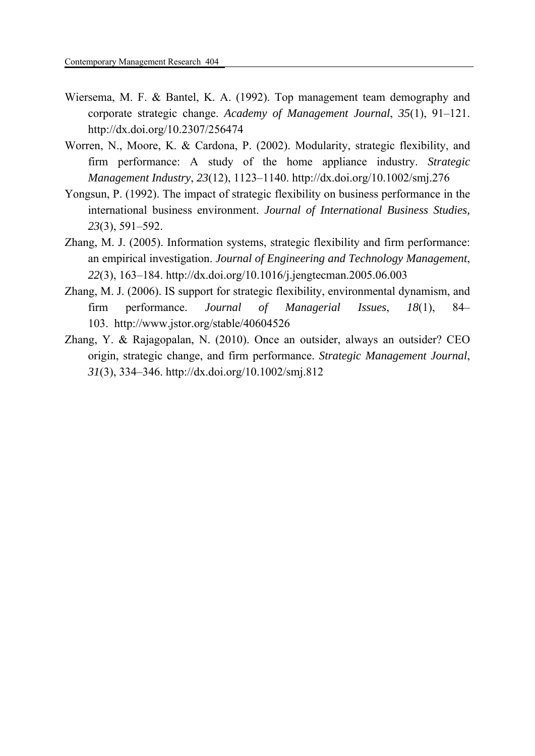Wiersema, M. F. & Bantel, K. A. (1992). Top management team demography and corporate strategic change. *Academy of Management Journal*, *35*(1), 91–121. http://dx.doi.org/10.2307/256474

Worren, N., Moore, K. & Cardona, P. (2002). Modularity, strategic flexibility, and firm performance: A study of the home appliance industry. *Strategic Management Industry*, *23*(12), 1123–1140. http://dx.doi.org/10.1002/smj.276

Yongsun, P. (1992). The impact of strategic flexibility on business performance in the international business environment. *Journal of International Business Studies, 23*(3), 591–592.

Zhang, M. J. (2005). Information systems, strategic flexibility and firm performance: an empirical investigation. *Journal of Engineering and Technology Management*, *22*(3), 163–184. http://dx.doi.org/10.1016/j.jengtecman.2005.06.003

Zhang, M. J. (2006). IS support for strategic flexibility, environmental dynamism, and firm performance. *Journal of Managerial Issues*, *18*(1), 84–103. http://www.jstor.org/stable/40604526

Zhang, Y. & Rajagopalan, N. (2010). Once an outsider, always an outsider? CEO origin, strategic change, and firm performance. *Strategic Management Journal*, *31*(3), 334–346. http://dx.doi.org/10.1002/smj.812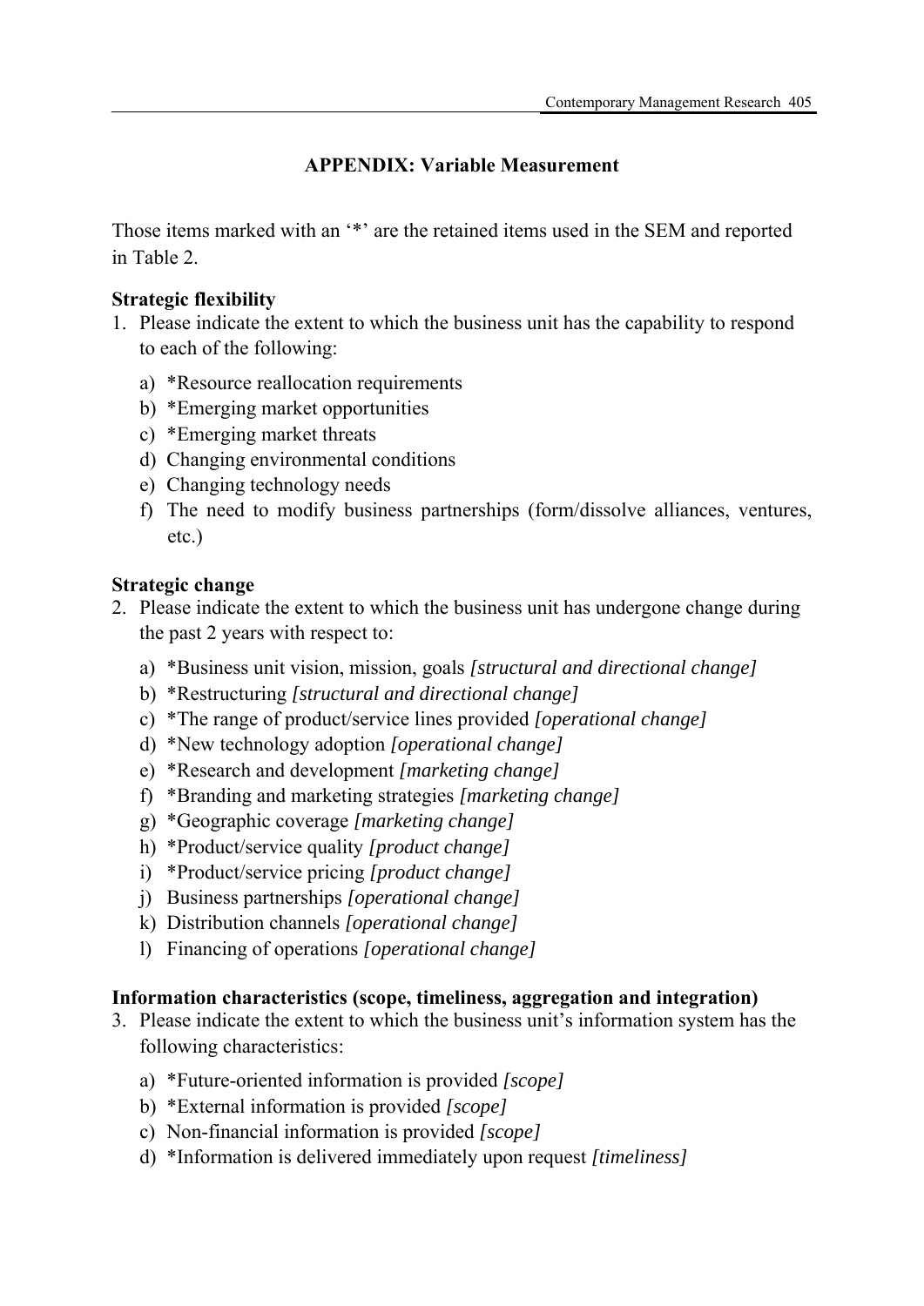## APPENDIX: Variable Measurement

Those items marked with an '*' are the retained items used in the SEM and reported in Table 2.

**Strategic flexibility**

1. Please indicate the extent to which the business unit has the capability to respond to each of the following:
   a) *Resource reallocation requirements
   b) *Emerging market opportunities
   c) *Emerging market threats
   d) Changing environmental conditions
   e) Changing technology needs
   f) The need to modify business partnerships (form/dissolve alliances, ventures, etc.)

**Strategic change**

2. Please indicate the extent to which the business unit has undergone change during the past 2 years with respect to:
   a) *Business unit vision, mission, goals *[structural and directional change]*
   b) *Restructuring *[structural and directional change]*
   c) *The range of product/service lines provided *[operational change]*
   d) *New technology adoption *[operational change]*
   e) *Research and development *[marketing change]*
   f) *Branding and marketing strategies *[marketing change]*
   g) *Geographic coverage *[marketing change]*
   h) *Product/service quality *[product change]*
   i) *Product/service pricing *[product change]*
   j) Business partnerships *[operational change]*
   k) Distribution channels *[operational change]*
   l) Financing of operations *[operational change]*

**Information characteristics (scope, timeliness, aggregation and integration)**

3. Please indicate the extent to which the business unit's information system has the following characteristics:
   a) *Future-oriented information is provided *[scope]*
   b) *External information is provided *[scope]*
   c) Non-financial information is provided *[scope]*
   d) *Information is delivered immediately upon request *[timeliness]*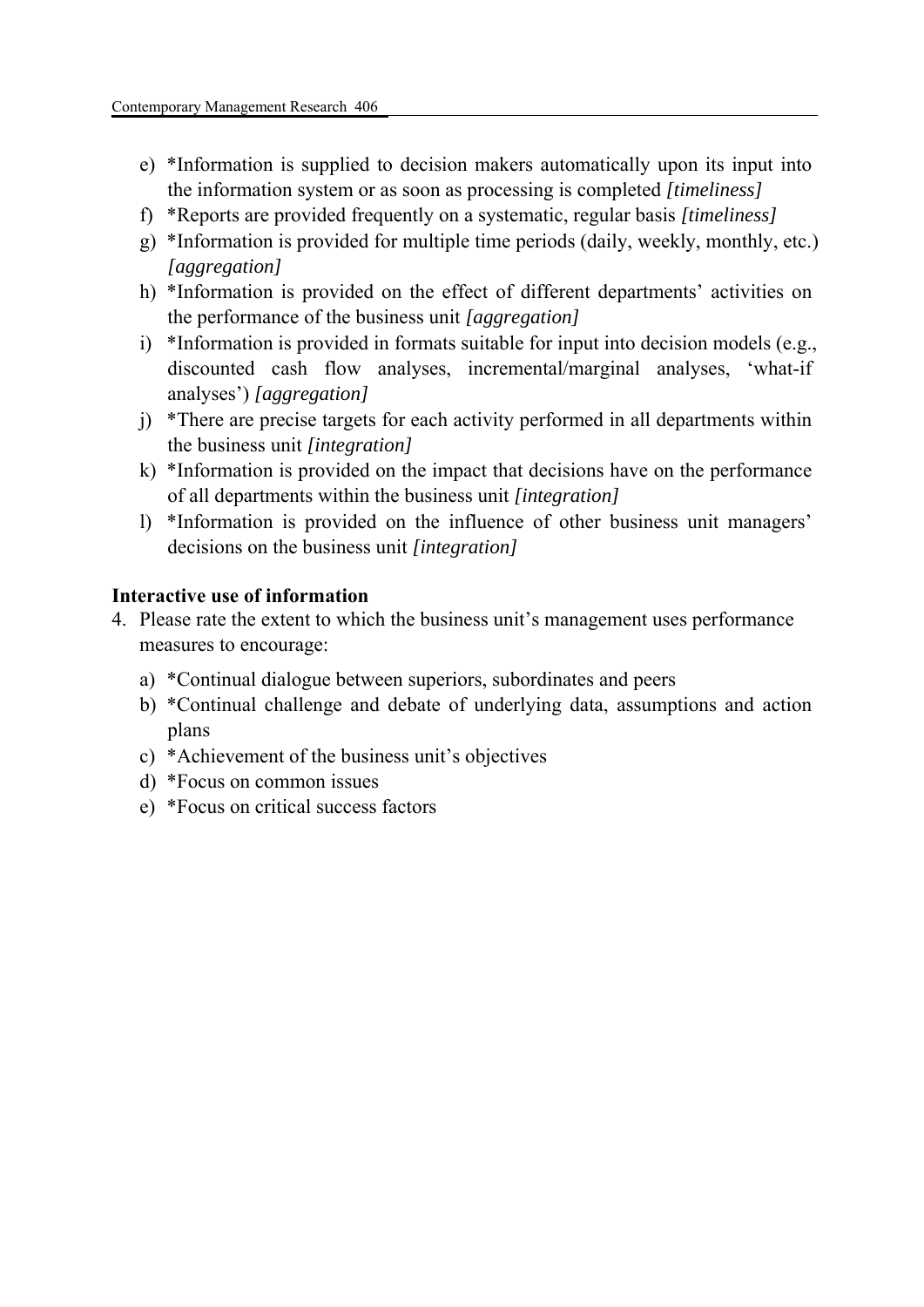e) *Information is supplied to decision makers automatically upon its input into the information system or as soon as processing is completed *[timeliness]*
f) *Reports are provided frequently on a systematic, regular basis *[timeliness]*
g) *Information is provided for multiple time periods (daily, weekly, monthly, etc.) *[aggregation]*
h) *Information is provided on the effect of different departments' activities on the performance of the business unit *[aggregation]*
i) *Information is provided in formats suitable for input into decision models (e.g., discounted cash flow analyses, incremental/marginal analyses, 'what-if analyses') *[aggregation]*
j) *There are precise targets for each activity performed in all departments within the business unit *[integration]*
k) *Information is provided on the impact that decisions have on the performance of all departments within the business unit *[integration]*
l) *Information is provided on the influence of other business unit managers' decisions on the business unit *[integration]*

**Interactive use of information**

4. Please rate the extent to which the business unit's management uses performance measures to encourage:

   a) *Continual dialogue between superiors, subordinates and peers
   b) *Continual challenge and debate of underlying data, assumptions and action plans
   c) *Achievement of the business unit's objectives
   d) *Focus on common issues
   e) *Focus on critical success factors